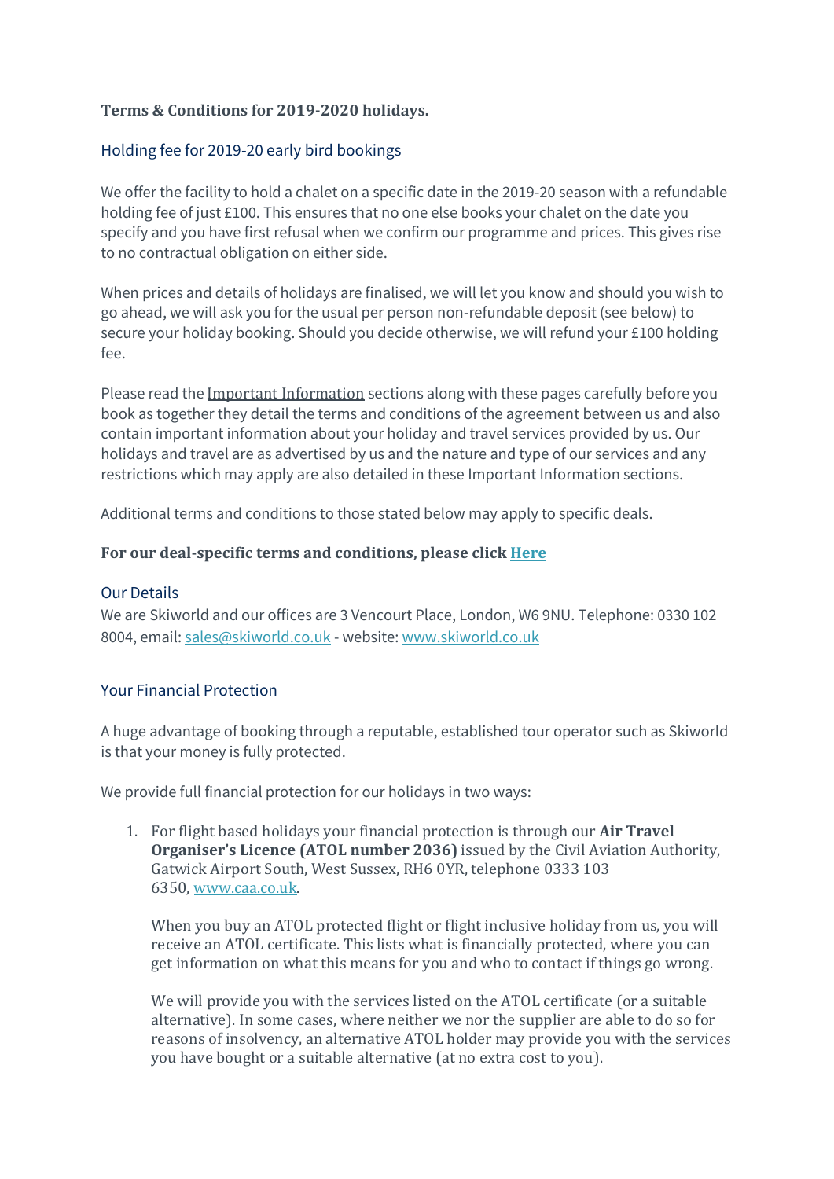**Terms & Conditions for 2019-2020 holidays.**

## Holding fee for 2019-20 early bird bookings

We offer the facility to hold a chalet on a specific date in the 2019-20 season with a refundable holding fee of just £100. This ensures that no one else books your chalet on the date you specify and you have first refusal when we confirm our programme and prices. This gives rise to no contractual obligation on either side.

When prices and details of holidays are finalised, we will let you know and should you wish to go ahead, we will ask you for the usual per person non-refundable deposit (see below) to secure your holiday booking. Should you decide otherwise, we will refund your £100 holding fee.

Please read the Important Information sections along with these pages carefully before you book as together they detail the terms and conditions of the agreement between us and also contain important information about your holiday and travel services provided by us. Our holidays and travel are as advertised by us and the nature and type of our services and any restrictions which may apply are also detailed in these Important Information sections.

Additional terms and conditions to those stated below may apply to specific deals.

**For our deal-specific terms and conditions, please click Here**

## Our Details

We are Skiworld and our offices are 3 Vencourt Place, London, W6 9NU. Telephone: 0330 102 8004, email: sales@skiworld.co.uk - website: www.skiworld.co.uk

## Your Financial Protection

A huge advantage of booking through a reputable, established tour operator such as Skiworld is that your money is fully protected.

We provide full financial protection for our holidays in two ways:

1. For flight based holidays your financial protection is through our **Air Travel Organiser's Licence (ATOL number 2036)** issued by the Civil Aviation Authority, Gatwick Airport South, West Sussex, RH6 0YR, telephone 0333 103 6350, www.caa.co.uk.

   When you buy an ATOL protected flight or flight inclusive holiday from us, you will receive an ATOL certificate. This lists what is financially protected, where you can get information on what this means for you and who to contact if things go wrong.

   We will provide you with the services listed on the ATOL certificate (or a suitable alternative). In some cases, where neither we nor the supplier are able to do so for reasons of insolvency, an alternative ATOL holder may provide you with the services you have bought or a suitable alternative (at no extra cost to you).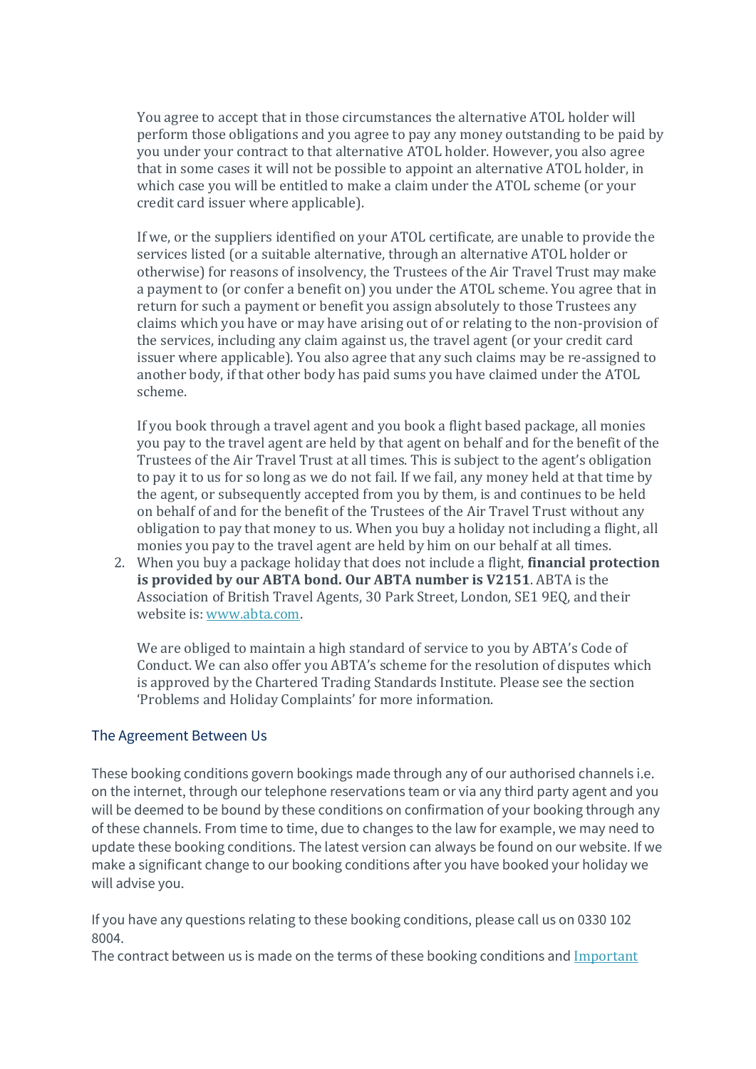You agree to accept that in those circumstances the alternative ATOL holder will perform those obligations and you agree to pay any money outstanding to be paid by you under your contract to that alternative ATOL holder. However, you also agree that in some cases it will not be possible to appoint an alternative ATOL holder, in which case you will be entitled to make a claim under the ATOL scheme (or your credit card issuer where applicable).

If we, or the suppliers identified on your ATOL certificate, are unable to provide the services listed (or a suitable alternative, through an alternative ATOL holder or otherwise) for reasons of insolvency, the Trustees of the Air Travel Trust may make a payment to (or confer a benefit on) you under the ATOL scheme. You agree that in return for such a payment or benefit you assign absolutely to those Trustees any claims which you have or may have arising out of or relating to the non-provision of the services, including any claim against us, the travel agent (or your credit card issuer where applicable). You also agree that any such claims may be re-assigned to another body, if that other body has paid sums you have claimed under the ATOL scheme.

If you book through a travel agent and you book a flight based package, all monies you pay to the travel agent are held by that agent on behalf and for the benefit of the Trustees of the Air Travel Trust at all times. This is subject to the agent's obligation to pay it to us for so long as we do not fail. If we fail, any money held at that time by the agent, or subsequently accepted from you by them, is and continues to be held on behalf of and for the benefit of the Trustees of the Air Travel Trust without any obligation to pay that money to us. When you buy a holiday not including a flight, all monies you pay to the travel agent are held by him on our behalf at all times.

2. When you buy a package holiday that does not include a flight, **financial protection is provided by our ABTA bond. Our ABTA number is V2151**. ABTA is the Association of British Travel Agents, 30 Park Street, London, SE1 9EQ, and their website is: [www.abta.com](www.abta.com).

   We are obliged to maintain a high standard of service to you by ABTA's Code of Conduct. We can also offer you ABTA's scheme for the resolution of disputes which is approved by the Chartered Trading Standards Institute. Please see the section 'Problems and Holiday Complaints' for more information.

## The Agreement Between Us

These booking conditions govern bookings made through any of our authorised channels i.e. on the internet, through our telephone reservations team or via any third party agent and you will be deemed to be bound by these conditions on confirmation of your booking through any of these channels. From time to time, due to changes to the law for example, we may need to update these booking conditions. The latest version can always be found on our website. If we make a significant change to our booking conditions after you have booked your holiday we will advise you.

If you have any questions relating to these booking conditions, please call us on 0330 102 8004.

The contract between us is made on the terms of these booking conditions and Important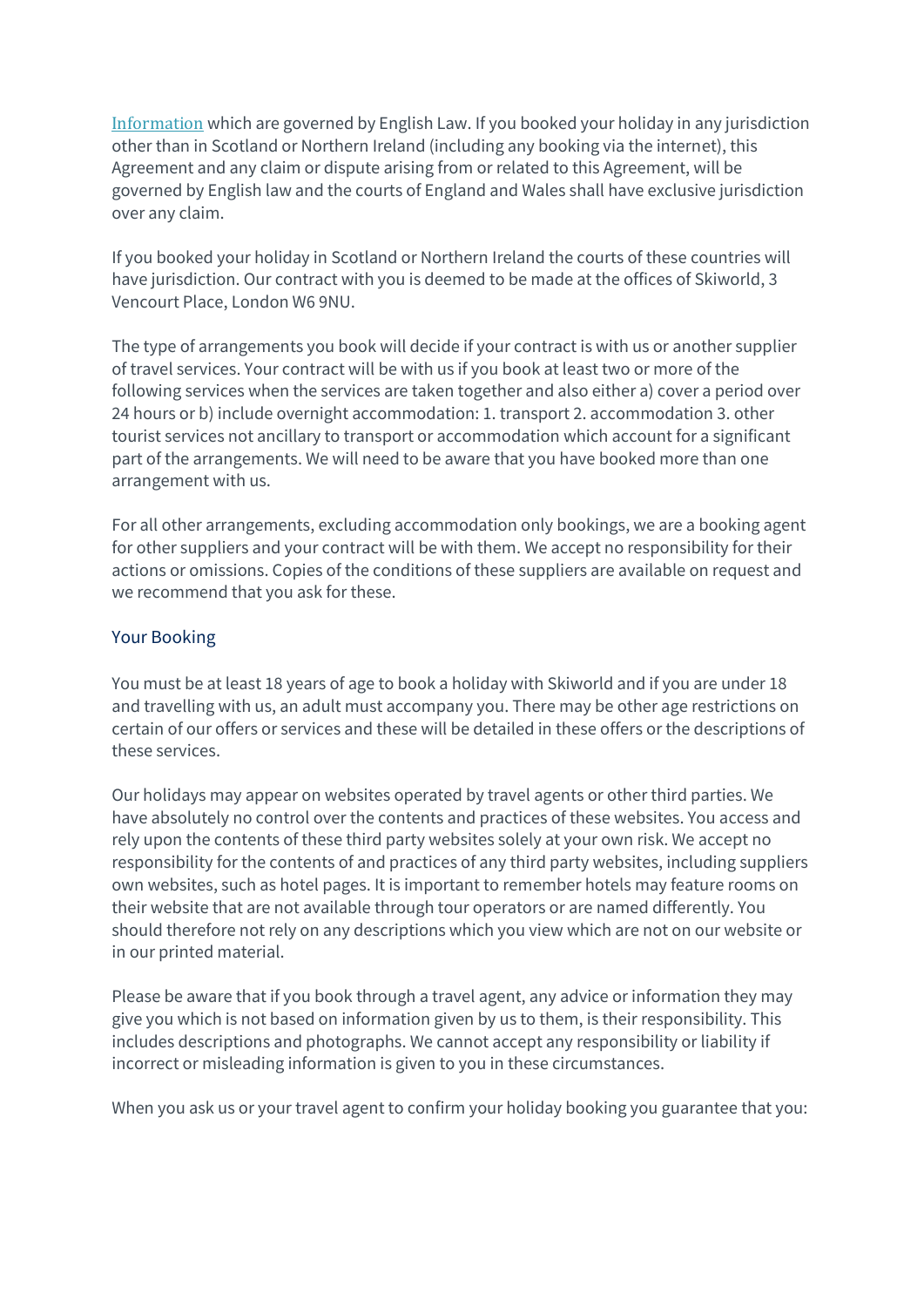Information which are governed by English Law. If you booked your holiday in any jurisdiction other than in Scotland or Northern Ireland (including any booking via the internet), this Agreement and any claim or dispute arising from or related to this Agreement, will be governed by English law and the courts of England and Wales shall have exclusive jurisdiction over any claim.

If you booked your holiday in Scotland or Northern Ireland the courts of these countries will have jurisdiction. Our contract with you is deemed to be made at the offices of Skiworld, 3 Vencourt Place, London W6 9NU.

The type of arrangements you book will decide if your contract is with us or another supplier of travel services. Your contract will be with us if you book at least two or more of the following services when the services are taken together and also either a) cover a period over 24 hours or b) include overnight accommodation: 1. transport 2. accommodation 3. other tourist services not ancillary to transport or accommodation which account for a significant part of the arrangements. We will need to be aware that you have booked more than one arrangement with us.

For all other arrangements, excluding accommodation only bookings, we are a booking agent for other suppliers and your contract will be with them. We accept no responsibility for their actions or omissions. Copies of the conditions of these suppliers are available on request and we recommend that you ask for these.

## Your Booking

You must be at least 18 years of age to book a holiday with Skiworld and if you are under 18 and travelling with us, an adult must accompany you. There may be other age restrictions on certain of our offers or services and these will be detailed in these offers or the descriptions of these services.

Our holidays may appear on websites operated by travel agents or other third parties. We have absolutely no control over the contents and practices of these websites. You access and rely upon the contents of these third party websites solely at your own risk. We accept no responsibility for the contents of and practices of any third party websites, including suppliers own websites, such as hotel pages. It is important to remember hotels may feature rooms on their website that are not available through tour operators or are named differently. You should therefore not rely on any descriptions which you view which are not on our website or in our printed material.

Please be aware that if you book through a travel agent, any advice or information they may give you which is not based on information given by us to them, is their responsibility. This includes descriptions and photographs. We cannot accept any responsibility or liability if incorrect or misleading information is given to you in these circumstances.

When you ask us or your travel agent to confirm your holiday booking you guarantee that you: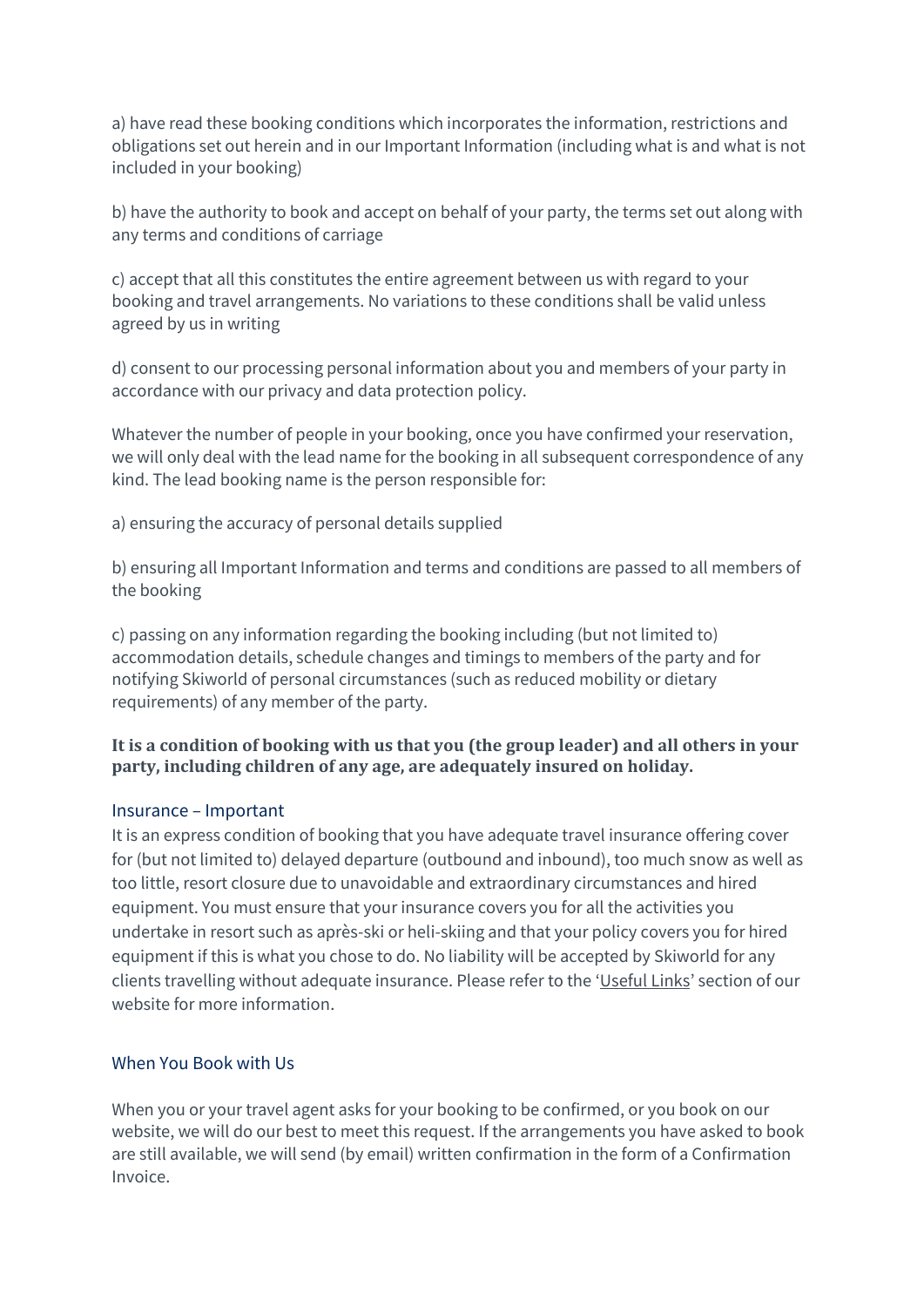a) have read these booking conditions which incorporates the information, restrictions and obligations set out herein and in our Important Information (including what is and what is not included in your booking)

b) have the authority to book and accept on behalf of your party, the terms set out along with any terms and conditions of carriage

c) accept that all this constitutes the entire agreement between us with regard to your booking and travel arrangements. No variations to these conditions shall be valid unless agreed by us in writing

d) consent to our processing personal information about you and members of your party in accordance with our privacy and data protection policy.

Whatever the number of people in your booking, once you have confirmed your reservation, we will only deal with the lead name for the booking in all subsequent correspondence of any kind. The lead booking name is the person responsible for:

a) ensuring the accuracy of personal details supplied

b) ensuring all Important Information and terms and conditions are passed to all members of the booking

c) passing on any information regarding the booking including (but not limited to) accommodation details, schedule changes and timings to members of the party and for notifying Skiworld of personal circumstances (such as reduced mobility or dietary requirements) of any member of the party.

**It is a condition of booking with us that you (the group leader) and all others in your party, including children of any age, are adequately insured on holiday.**

### Insurance – Important

It is an express condition of booking that you have adequate travel insurance offering cover for (but not limited to) delayed departure (outbound and inbound), too much snow as well as too little, resort closure due to unavoidable and extraordinary circumstances and hired equipment. You must ensure that your insurance covers you for all the activities you undertake in resort such as après-ski or heli-skiing and that your policy covers you for hired equipment if this is what you chose to do. No liability will be accepted by Skiworld for any clients travelling without adequate insurance. Please refer to the 'Useful Links' section of our website for more information.

### When You Book with Us

When you or your travel agent asks for your booking to be confirmed, or you book on our website, we will do our best to meet this request. If the arrangements you have asked to book are still available, we will send (by email) written confirmation in the form of a Confirmation Invoice.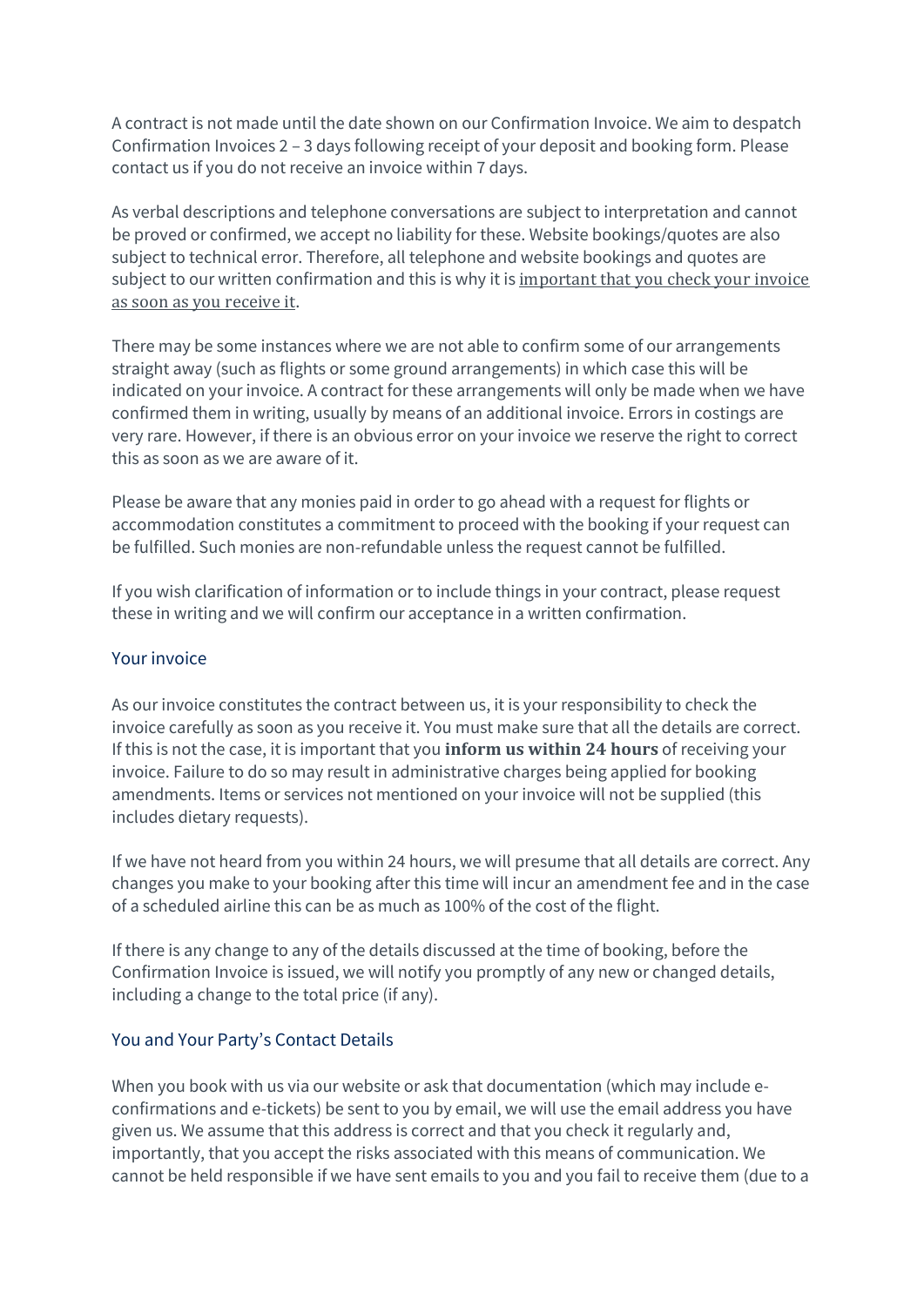A contract is not made until the date shown on our Confirmation Invoice. We aim to despatch Confirmation Invoices 2 – 3 days following receipt of your deposit and booking form. Please contact us if you do not receive an invoice within 7 days.

As verbal descriptions and telephone conversations are subject to interpretation and cannot be proved or confirmed, we accept no liability for these. Website bookings/quotes are also subject to technical error. Therefore, all telephone and website bookings and quotes are subject to our written confirmation and this is why it is important that you check your invoice as soon as you receive it.

There may be some instances where we are not able to confirm some of our arrangements straight away (such as flights or some ground arrangements) in which case this will be indicated on your invoice. A contract for these arrangements will only be made when we have confirmed them in writing, usually by means of an additional invoice. Errors in costings are very rare. However, if there is an obvious error on your invoice we reserve the right to correct this as soon as we are aware of it.

Please be aware that any monies paid in order to go ahead with a request for flights or accommodation constitutes a commitment to proceed with the booking if your request can be fulfilled. Such monies are non-refundable unless the request cannot be fulfilled.

If you wish clarification of information or to include things in your contract, please request these in writing and we will confirm our acceptance in a written confirmation.

## Your invoice

As our invoice constitutes the contract between us, it is your responsibility to check the invoice carefully as soon as you receive it. You must make sure that all the details are correct. If this is not the case, it is important that you **inform us within 24 hours** of receiving your invoice. Failure to do so may result in administrative charges being applied for booking amendments. Items or services not mentioned on your invoice will not be supplied (this includes dietary requests).

If we have not heard from you within 24 hours, we will presume that all details are correct. Any changes you make to your booking after this time will incur an amendment fee and in the case of a scheduled airline this can be as much as 100% of the cost of the flight.

If there is any change to any of the details discussed at the time of booking, before the Confirmation Invoice is issued, we will notify you promptly of any new or changed details, including a change to the total price (if any).

## You and Your Party's Contact Details

When you book with us via our website or ask that documentation (which may include e-confirmations and e-tickets) be sent to you by email, we will use the email address you have given us. We assume that this address is correct and that you check it regularly and, importantly, that you accept the risks associated with this means of communication. We cannot be held responsible if we have sent emails to you and you fail to receive them (due to a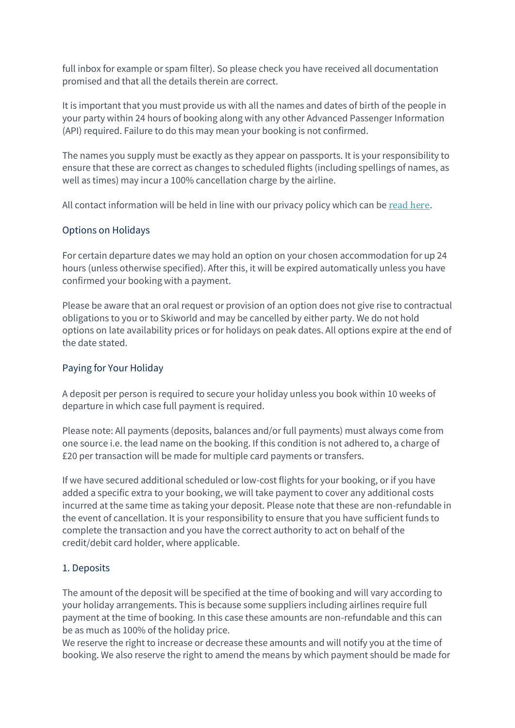full inbox for example or spam filter). So please check you have received all documentation promised and that all the details therein are correct.

It is important that you must provide us with all the names and dates of birth of the people in your party within 24 hours of booking along with any other Advanced Passenger Information (API) required. Failure to do this may mean your booking is not confirmed.

The names you supply must be exactly as they appear on passports. It is your responsibility to ensure that these are correct as changes to scheduled flights (including spellings of names, as well as times) may incur a 100% cancellation charge by the airline.

All contact information will be held in line with our privacy policy which can be [read here](#).

## Options on Holidays

For certain departure dates we may hold an option on your chosen accommodation for up 24 hours (unless otherwise specified). After this, it will be expired automatically unless you have confirmed your booking with a payment.

Please be aware that an oral request or provision of an option does not give rise to contractual obligations to you or to Skiworld and may be cancelled by either party. We do not hold options on late availability prices or for holidays on peak dates. All options expire at the end of the date stated.

## Paying for Your Holiday

A deposit per person is required to secure your holiday unless you book within 10 weeks of departure in which case full payment is required.

Please note: All payments (deposits, balances and/or full payments) must always come from one source i.e. the lead name on the booking. If this condition is not adhered to, a charge of £20 per transaction will be made for multiple card payments or transfers.

If we have secured additional scheduled or low-cost flights for your booking, or if you have added a specific extra to your booking, we will take payment to cover any additional costs incurred at the same time as taking your deposit. Please note that these are non-refundable in the event of cancellation. It is your responsibility to ensure that you have sufficient funds to complete the transaction and you have the correct authority to act on behalf of the credit/debit card holder, where applicable.

### 1. Deposits

The amount of the deposit will be specified at the time of booking and will vary according to your holiday arrangements. This is because some suppliers including airlines require full payment at the time of booking. In this case these amounts are non-refundable and this can be as much as 100% of the holiday price.
We reserve the right to increase or decrease these amounts and will notify you at the time of booking. We also reserve the right to amend the means by which payment should be made for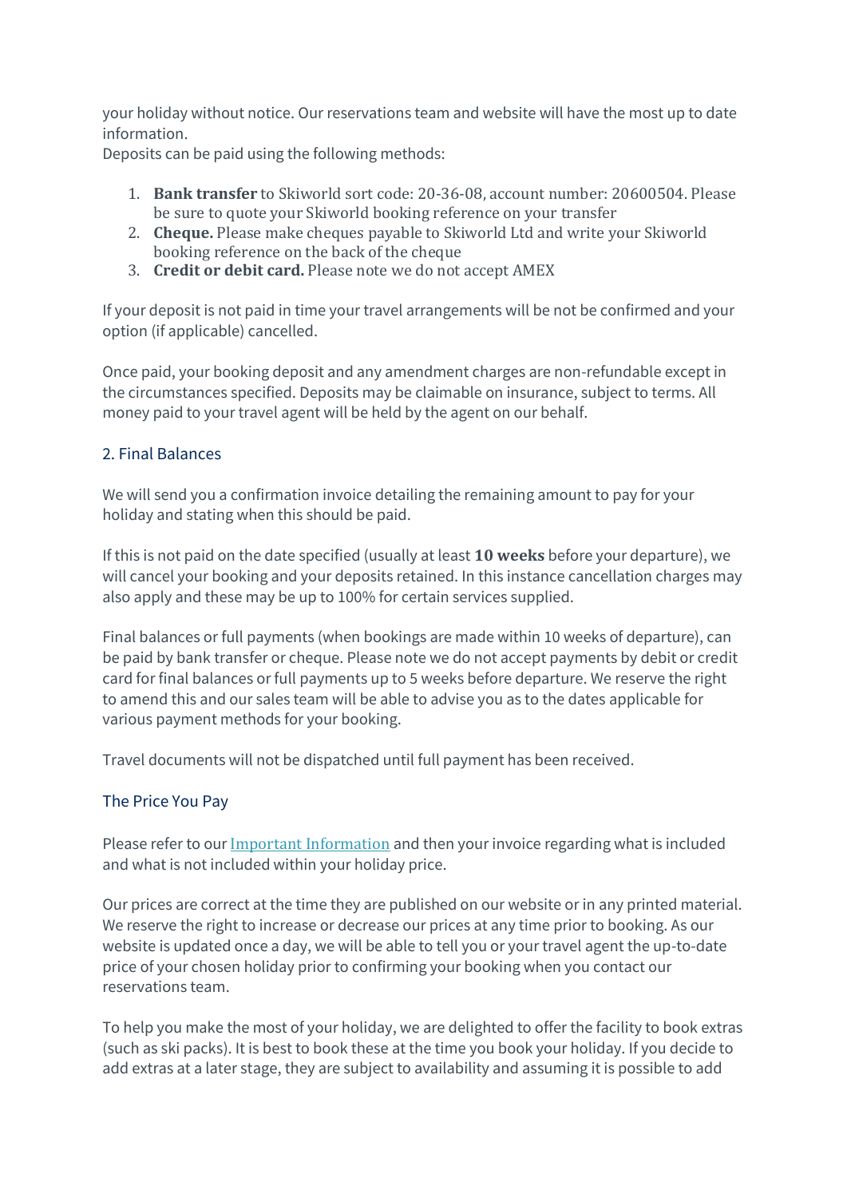your holiday without notice. Our reservations team and website will have the most up to date information.
Deposits can be paid using the following methods:

1. **Bank transfer** to Skiworld sort code: 20-36-08, account number: 20600504. Please be sure to quote your Skiworld booking reference on your transfer
2. **Cheque.** Please make cheques payable to Skiworld Ltd and write your Skiworld booking reference on the back of the cheque
3. **Credit or debit card.** Please note we do not accept AMEX

If your deposit is not paid in time your travel arrangements will be not be confirmed and your option (if applicable) cancelled.

Once paid, your booking deposit and any amendment charges are non-refundable except in the circumstances specified. Deposits may be claimable on insurance, subject to terms. All money paid to your travel agent will be held by the agent on our behalf.

## 2. Final Balances

We will send you a confirmation invoice detailing the remaining amount to pay for your holiday and stating when this should be paid.

If this is not paid on the date specified (usually at least **10 weeks** before your departure), we will cancel your booking and your deposits retained. In this instance cancellation charges may also apply and these may be up to 100% for certain services supplied.

Final balances or full payments (when bookings are made within 10 weeks of departure), can be paid by bank transfer or cheque. Please note we do not accept payments by debit or credit card for final balances or full payments up to 5 weeks before departure. We reserve the right to amend this and our sales team will be able to advise you as to the dates applicable for various payment methods for your booking.

Travel documents will not be dispatched until full payment has been received.

## The Price You Pay

Please refer to our [Important Information]() and then your invoice regarding what is included and what is not included within your holiday price.

Our prices are correct at the time they are published on our website or in any printed material. We reserve the right to increase or decrease our prices at any time prior to booking. As our website is updated once a day, we will be able to tell you or your travel agent the up-to-date price of your chosen holiday prior to confirming your booking when you contact our reservations team.

To help you make the most of your holiday, we are delighted to offer the facility to book extras (such as ski packs). It is best to book these at the time you book your holiday. If you decide to add extras at a later stage, they are subject to availability and assuming it is possible to add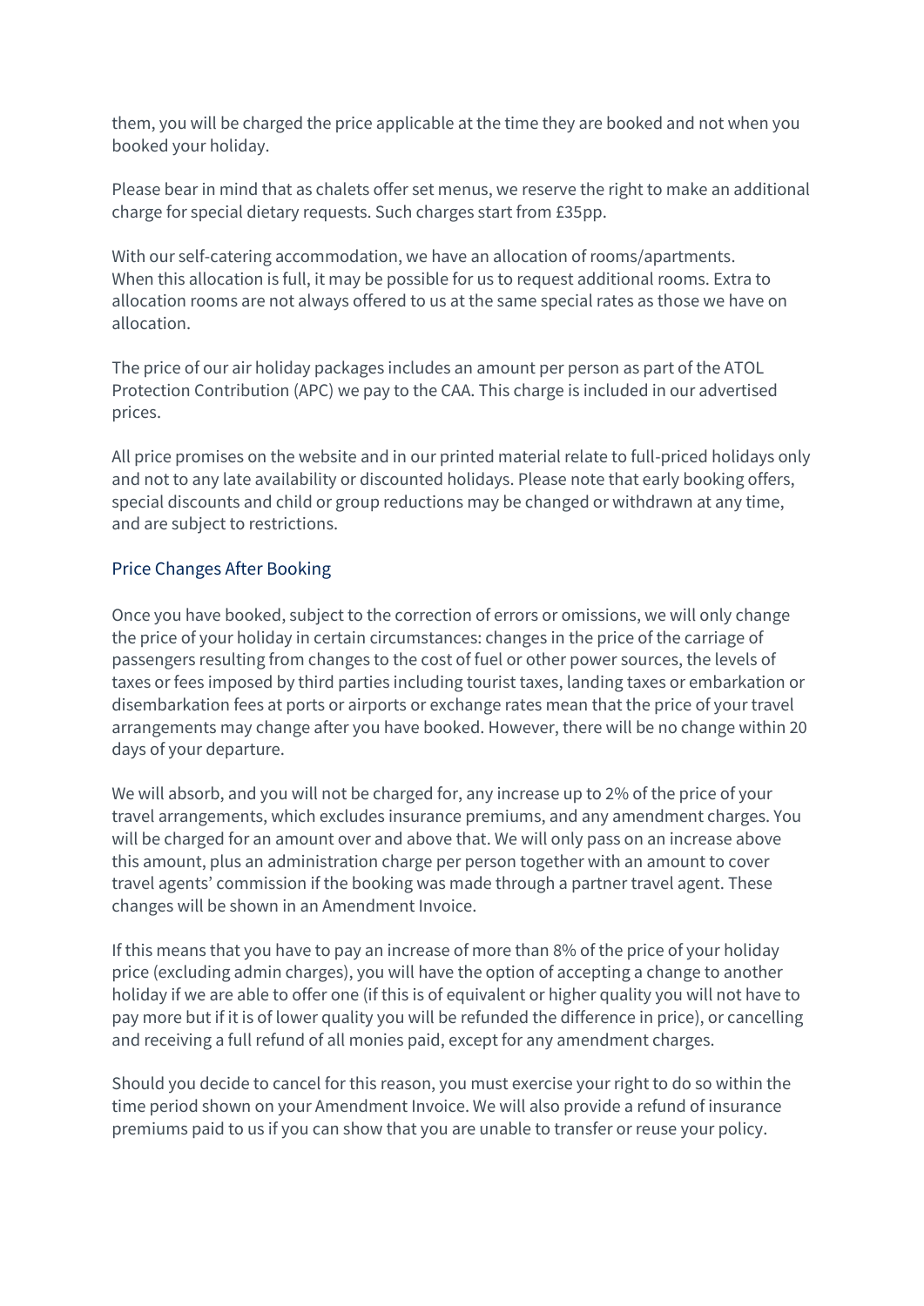them, you will be charged the price applicable at the time they are booked and not when you booked your holiday.

Please bear in mind that as chalets offer set menus, we reserve the right to make an additional charge for special dietary requests. Such charges start from £35pp.

With our self-catering accommodation, we have an allocation of rooms/apartments. When this allocation is full, it may be possible for us to request additional rooms. Extra to allocation rooms are not always offered to us at the same special rates as those we have on allocation.

The price of our air holiday packages includes an amount per person as part of the ATOL Protection Contribution (APC) we pay to the CAA. This charge is included in our advertised prices.

All price promises on the website and in our printed material relate to full-priced holidays only and not to any late availability or discounted holidays. Please note that early booking offers, special discounts and child or group reductions may be changed or withdrawn at any time, and are subject to restrictions.

## Price Changes After Booking

Once you have booked, subject to the correction of errors or omissions, we will only change the price of your holiday in certain circumstances: changes in the price of the carriage of passengers resulting from changes to the cost of fuel or other power sources, the levels of taxes or fees imposed by third parties including tourist taxes, landing taxes or embarkation or disembarkation fees at ports or airports or exchange rates mean that the price of your travel arrangements may change after you have booked. However, there will be no change within 20 days of your departure.

We will absorb, and you will not be charged for, any increase up to 2% of the price of your travel arrangements, which excludes insurance premiums, and any amendment charges. You will be charged for an amount over and above that. We will only pass on an increase above this amount, plus an administration charge per person together with an amount to cover travel agents' commission if the booking was made through a partner travel agent. These changes will be shown in an Amendment Invoice.

If this means that you have to pay an increase of more than 8% of the price of your holiday price (excluding admin charges), you will have the option of accepting a change to another holiday if we are able to offer one (if this is of equivalent or higher quality you will not have to pay more but if it is of lower quality you will be refunded the difference in price), or cancelling and receiving a full refund of all monies paid, except for any amendment charges.

Should you decide to cancel for this reason, you must exercise your right to do so within the time period shown on your Amendment Invoice. We will also provide a refund of insurance premiums paid to us if you can show that you are unable to transfer or reuse your policy.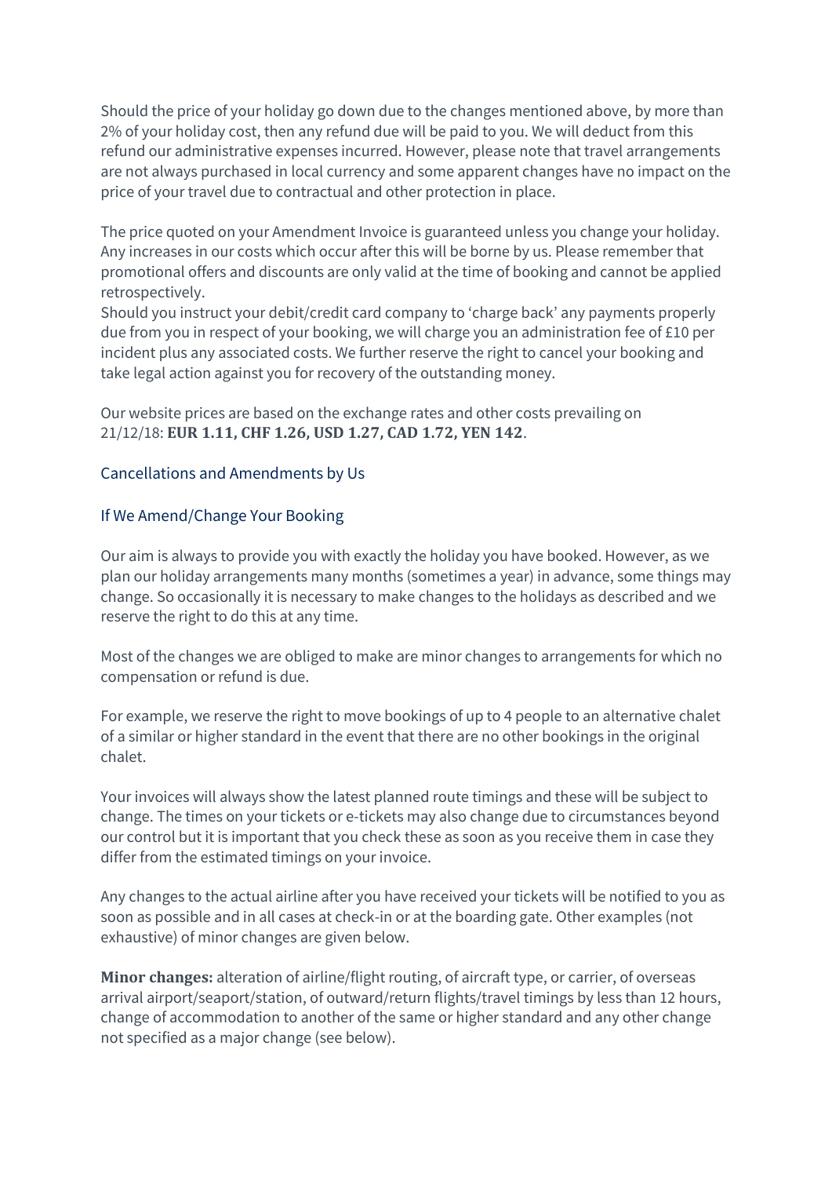Should the price of your holiday go down due to the changes mentioned above, by more than 2% of your holiday cost, then any refund due will be paid to you. We will deduct from this refund our administrative expenses incurred. However, please note that travel arrangements are not always purchased in local currency and some apparent changes have no impact on the price of your travel due to contractual and other protection in place.

The price quoted on your Amendment Invoice is guaranteed unless you change your holiday. Any increases in our costs which occur after this will be borne by us. Please remember that promotional offers and discounts are only valid at the time of booking and cannot be applied retrospectively.
Should you instruct your debit/credit card company to 'charge back' any payments properly due from you in respect of your booking, we will charge you an administration fee of £10 per incident plus any associated costs. We further reserve the right to cancel your booking and take legal action against you for recovery of the outstanding money.

Our website prices are based on the exchange rates and other costs prevailing on 21/12/18: **EUR 1.11, CHF 1.26, USD 1.27, CAD 1.72, YEN 142**.

## Cancellations and Amendments by Us

### If We Amend/Change Your Booking

Our aim is always to provide you with exactly the holiday you have booked. However, as we plan our holiday arrangements many months (sometimes a year) in advance, some things may change. So occasionally it is necessary to make changes to the holidays as described and we reserve the right to do this at any time.

Most of the changes we are obliged to make are minor changes to arrangements for which no compensation or refund is due.

For example, we reserve the right to move bookings of up to 4 people to an alternative chalet of a similar or higher standard in the event that there are no other bookings in the original chalet.

Your invoices will always show the latest planned route timings and these will be subject to change. The times on your tickets or e-tickets may also change due to circumstances beyond our control but it is important that you check these as soon as you receive them in case they differ from the estimated timings on your invoice.

Any changes to the actual airline after you have received your tickets will be notified to you as soon as possible and in all cases at check-in or at the boarding gate. Other examples (not exhaustive) of minor changes are given below.

**Minor changes:** alteration of airline/flight routing, of aircraft type, or carrier, of overseas arrival airport/seaport/station, of outward/return flights/travel timings by less than 12 hours, change of accommodation to another of the same or higher standard and any other change not specified as a major change (see below).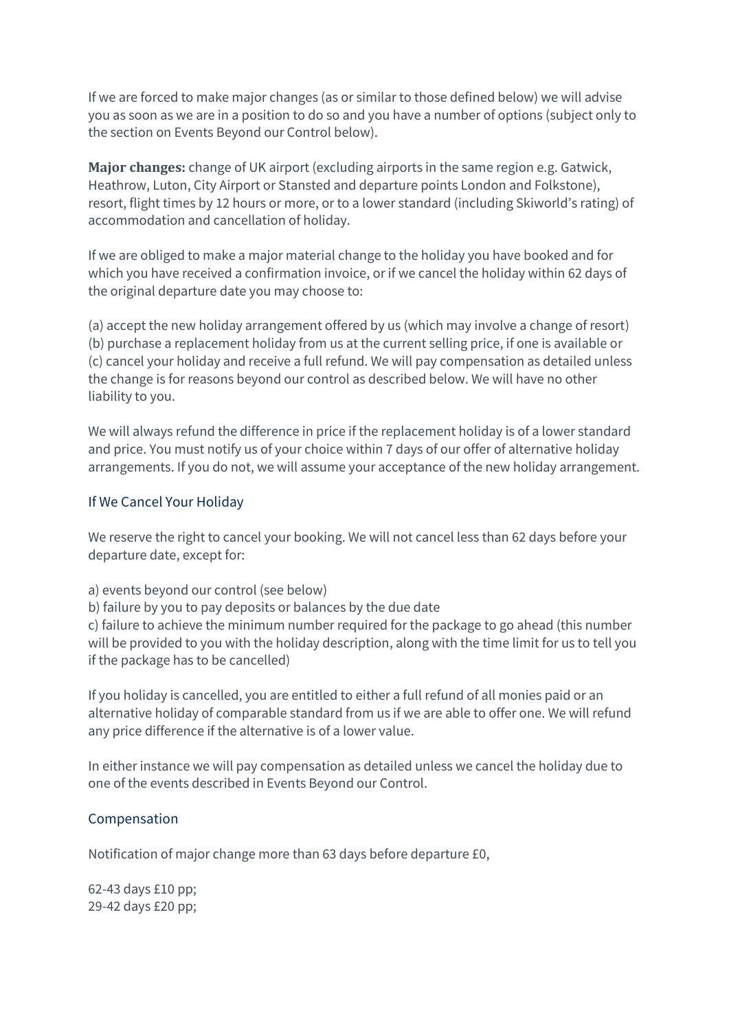If we are forced to make major changes (as or similar to those defined below) we will advise you as soon as we are in a position to do so and you have a number of options (subject only to the section on Events Beyond our Control below).

**Major changes:** change of UK airport (excluding airports in the same region e.g. Gatwick, Heathrow, Luton, City Airport or Stansted and departure points London and Folkstone), resort, flight times by 12 hours or more, or to a lower standard (including Skiworld's rating) of accommodation and cancellation of holiday.

If we are obliged to make a major material change to the holiday you have booked and for which you have received a confirmation invoice, or if we cancel the holiday within 62 days of the original departure date you may choose to:

(a) accept the new holiday arrangement offered by us (which may involve a change of resort)
(b) purchase a replacement holiday from us at the current selling price, if one is available or
(c) cancel your holiday and receive a full refund. We will pay compensation as detailed unless the change is for reasons beyond our control as described below. We will have no other liability to you.

We will always refund the difference in price if the replacement holiday is of a lower standard and price. You must notify us of your choice within 7 days of our offer of alternative holiday arrangements. If you do not, we will assume your acceptance of the new holiday arrangement.

## If We Cancel Your Holiday

We reserve the right to cancel your booking. We will not cancel less than 62 days before your departure date, except for:

a) events beyond our control (see below)
b) failure by you to pay deposits or balances by the due date
c) failure to achieve the minimum number required for the package to go ahead (this number will be provided to you with the holiday description, along with the time limit for us to tell you if the package has to be cancelled)

If you holiday is cancelled, you are entitled to either a full refund of all monies paid or an alternative holiday of comparable standard from us if we are able to offer one. We will refund any price difference if the alternative is of a lower value.

In either instance we will pay compensation as detailed unless we cancel the holiday due to one of the events described in Events Beyond our Control.

## Compensation

Notification of major change more than 63 days before departure £0,

62-43 days £10 pp;
29-42 days £20 pp;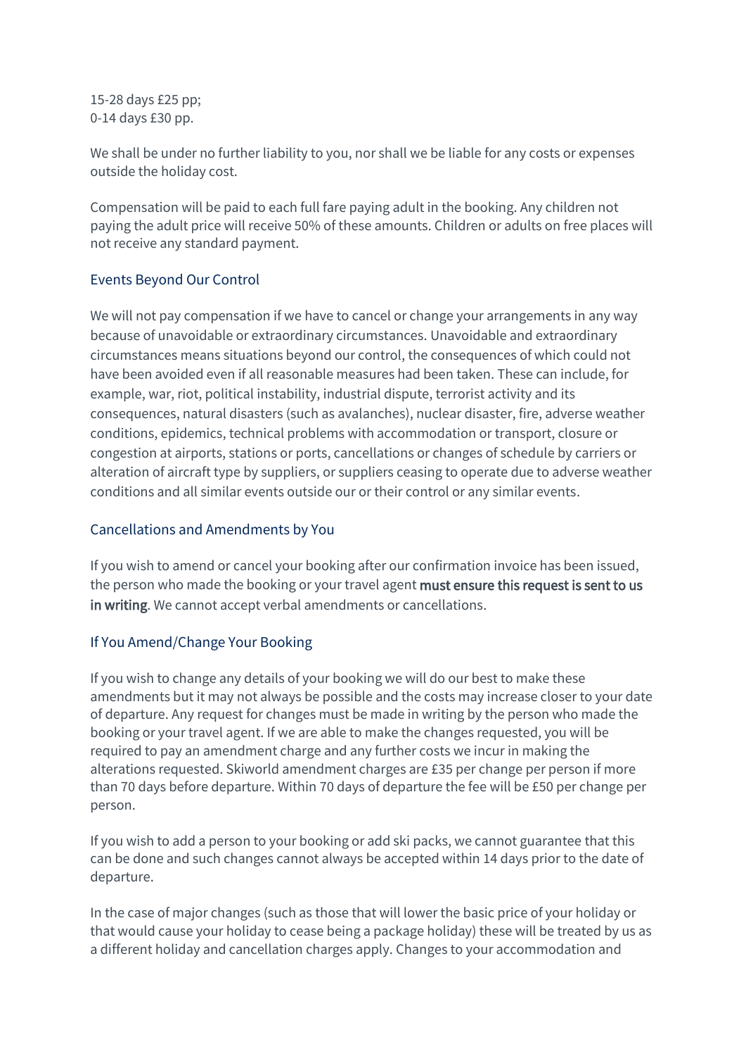15-28 days £25 pp;
0-14 days £30 pp.

We shall be under no further liability to you, nor shall we be liable for any costs or expenses outside the holiday cost.

Compensation will be paid to each full fare paying adult in the booking. Any children not paying the adult price will receive 50% of these amounts. Children or adults on free places will not receive any standard payment.

## Events Beyond Our Control

We will not pay compensation if we have to cancel or change your arrangements in any way because of unavoidable or extraordinary circumstances. Unavoidable and extraordinary circumstances means situations beyond our control, the consequences of which could not have been avoided even if all reasonable measures had been taken. These can include, for example, war, riot, political instability, industrial dispute, terrorist activity and its consequences, natural disasters (such as avalanches), nuclear disaster, fire, adverse weather conditions, epidemics, technical problems with accommodation or transport, closure or congestion at airports, stations or ports, cancellations or changes of schedule by carriers or alteration of aircraft type by suppliers, or suppliers ceasing to operate due to adverse weather conditions and all similar events outside our or their control or any similar events.

## Cancellations and Amendments by You

If you wish to amend or cancel your booking after our confirmation invoice has been issued, the person who made the booking or your travel agent **must ensure this request is sent to us in writing**. We cannot accept verbal amendments or cancellations.

## If You Amend/Change Your Booking

If you wish to change any details of your booking we will do our best to make these amendments but it may not always be possible and the costs may increase closer to your date of departure. Any request for changes must be made in writing by the person who made the booking or your travel agent. If we are able to make the changes requested, you will be required to pay an amendment charge and any further costs we incur in making the alterations requested. Skiworld amendment charges are £35 per change per person if more than 70 days before departure. Within 70 days of departure the fee will be £50 per change per person.

If you wish to add a person to your booking or add ski packs, we cannot guarantee that this can be done and such changes cannot always be accepted within 14 days prior to the date of departure.

In the case of major changes (such as those that will lower the basic price of your holiday or that would cause your holiday to cease being a package holiday) these will be treated by us as a different holiday and cancellation charges apply. Changes to your accommodation and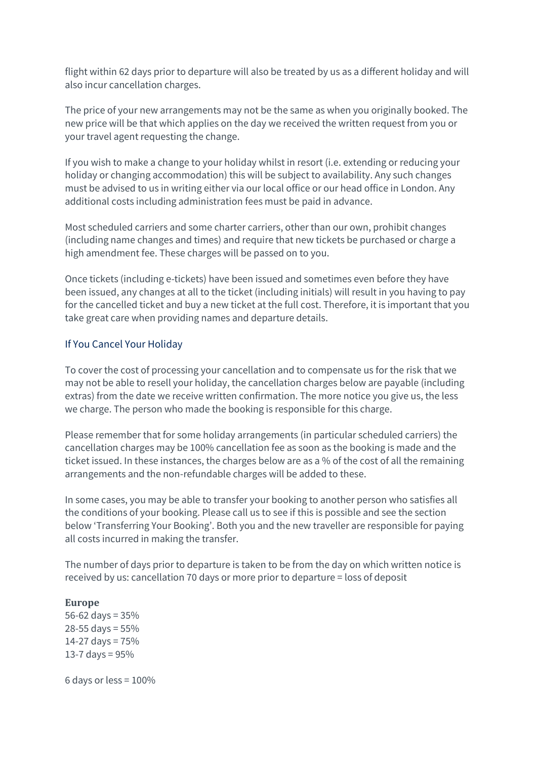flight within 62 days prior to departure will also be treated by us as a different holiday and will also incur cancellation charges.

The price of your new arrangements may not be the same as when you originally booked. The new price will be that which applies on the day we received the written request from you or your travel agent requesting the change.

If you wish to make a change to your holiday whilst in resort (i.e. extending or reducing your holiday or changing accommodation) this will be subject to availability. Any such changes must be advised to us in writing either via our local office or our head office in London. Any additional costs including administration fees must be paid in advance.

Most scheduled carriers and some charter carriers, other than our own, prohibit changes (including name changes and times) and require that new tickets be purchased or charge a high amendment fee. These charges will be passed on to you.

Once tickets (including e-tickets) have been issued and sometimes even before they have been issued, any changes at all to the ticket (including initials) will result in you having to pay for the cancelled ticket and buy a new ticket at the full cost. Therefore, it is important that you take great care when providing names and departure details.

## If You Cancel Your Holiday

To cover the cost of processing your cancellation and to compensate us for the risk that we may not be able to resell your holiday, the cancellation charges below are payable (including extras) from the date we receive written confirmation. The more notice you give us, the less we charge. The person who made the booking is responsible for this charge.

Please remember that for some holiday arrangements (in particular scheduled carriers) the cancellation charges may be 100% cancellation fee as soon as the booking is made and the ticket issued. In these instances, the charges below are as a % of the cost of all the remaining arrangements and the non-refundable charges will be added to these.

In some cases, you may be able to transfer your booking to another person who satisfies all the conditions of your booking. Please call us to see if this is possible and see the section below 'Transferring Your Booking'. Both you and the new traveller are responsible for paying all costs incurred in making the transfer.

The number of days prior to departure is taken to be from the day on which written notice is received by us: cancellation 70 days or more prior to departure = loss of deposit

**Europe**
56-62 days = 35%
28-55 days = 55%
14-27 days = 75%
13-7 days = 95%

6 days or less = 100%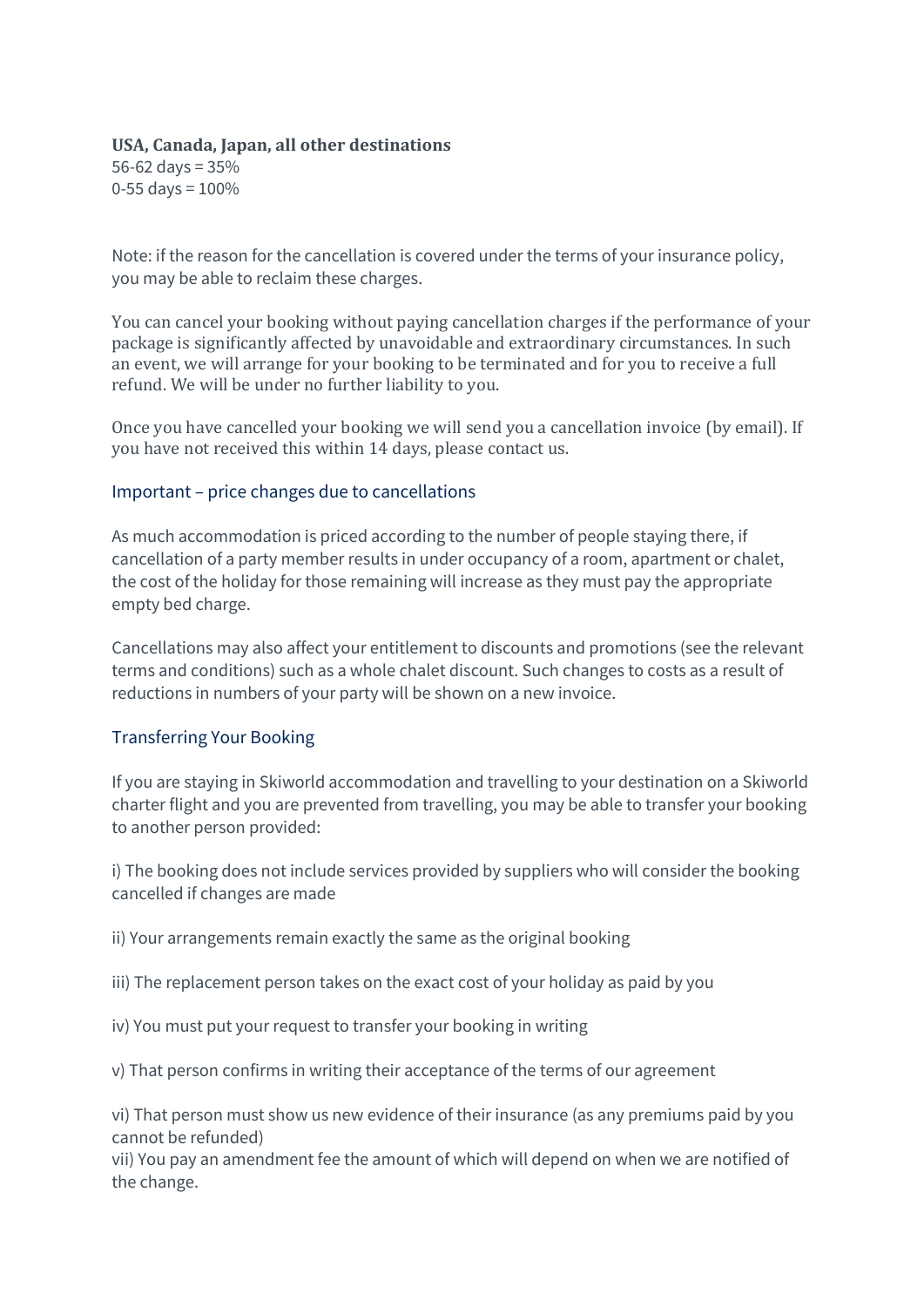**USA, Canada, Japan, all other destinations**
56-62 days = 35%
0-55 days = 100%

Note: if the reason for the cancellation is covered under the terms of your insurance policy, you may be able to reclaim these charges.

You can cancel your booking without paying cancellation charges if the performance of your package is significantly affected by unavoidable and extraordinary circumstances. In such an event, we will arrange for your booking to be terminated and for you to receive a full refund. We will be under no further liability to you.

Once you have cancelled your booking we will send you a cancellation invoice (by email). If you have not received this within 14 days, please contact us.

### Important – price changes due to cancellations

As much accommodation is priced according to the number of people staying there, if cancellation of a party member results in under occupancy of a room, apartment or chalet, the cost of the holiday for those remaining will increase as they must pay the appropriate empty bed charge.

Cancellations may also affect your entitlement to discounts and promotions (see the relevant terms and conditions) such as a whole chalet discount. Such changes to costs as a result of reductions in numbers of your party will be shown on a new invoice.

### Transferring Your Booking

If you are staying in Skiworld accommodation and travelling to your destination on a Skiworld charter flight and you are prevented from travelling, you may be able to transfer your booking to another person provided:

i) The booking does not include services provided by suppliers who will consider the booking cancelled if changes are made

ii) Your arrangements remain exactly the same as the original booking

iii) The replacement person takes on the exact cost of your holiday as paid by you

iv) You must put your request to transfer your booking in writing

v) That person confirms in writing their acceptance of the terms of our agreement

vi) That person must show us new evidence of their insurance (as any premiums paid by you cannot be refunded)
vii) You pay an amendment fee the amount of which will depend on when we are notified of the change.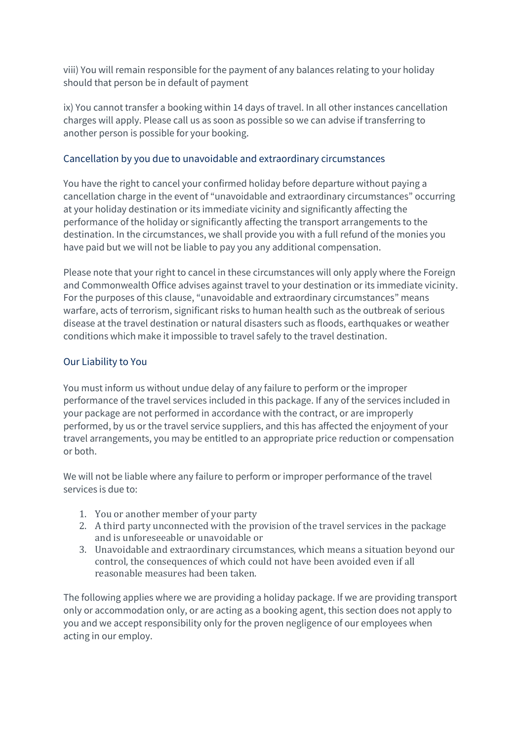viii) You will remain responsible for the payment of any balances relating to your holiday should that person be in default of payment

ix) You cannot transfer a booking within 14 days of travel. In all other instances cancellation charges will apply. Please call us as soon as possible so we can advise if transferring to another person is possible for your booking.

## Cancellation by you due to unavoidable and extraordinary circumstances

You have the right to cancel your confirmed holiday before departure without paying a cancellation charge in the event of "unavoidable and extraordinary circumstances" occurring at your holiday destination or its immediate vicinity and significantly affecting the performance of the holiday or significantly affecting the transport arrangements to the destination. In the circumstances, we shall provide you with a full refund of the monies you have paid but we will not be liable to pay you any additional compensation.

Please note that your right to cancel in these circumstances will only apply where the Foreign and Commonwealth Office advises against travel to your destination or its immediate vicinity. For the purposes of this clause, "unavoidable and extraordinary circumstances" means warfare, acts of terrorism, significant risks to human health such as the outbreak of serious disease at the travel destination or natural disasters such as floods, earthquakes or weather conditions which make it impossible to travel safely to the travel destination.

## Our Liability to You

You must inform us without undue delay of any failure to perform or the improper performance of the travel services included in this package. If any of the services included in your package are not performed in accordance with the contract, or are improperly performed, by us or the travel service suppliers, and this has affected the enjoyment of your travel arrangements, you may be entitled to an appropriate price reduction or compensation or both.

We will not be liable where any failure to perform or improper performance of the travel services is due to:

1. You or another member of your party
2. A third party unconnected with the provision of the travel services in the package and is unforeseeable or unavoidable or
3. Unavoidable and extraordinary circumstances, which means a situation beyond our control, the consequences of which could not have been avoided even if all reasonable measures had been taken.

The following applies where we are providing a holiday package. If we are providing transport only or accommodation only, or are acting as a booking agent, this section does not apply to you and we accept responsibility only for the proven negligence of our employees when acting in our employ.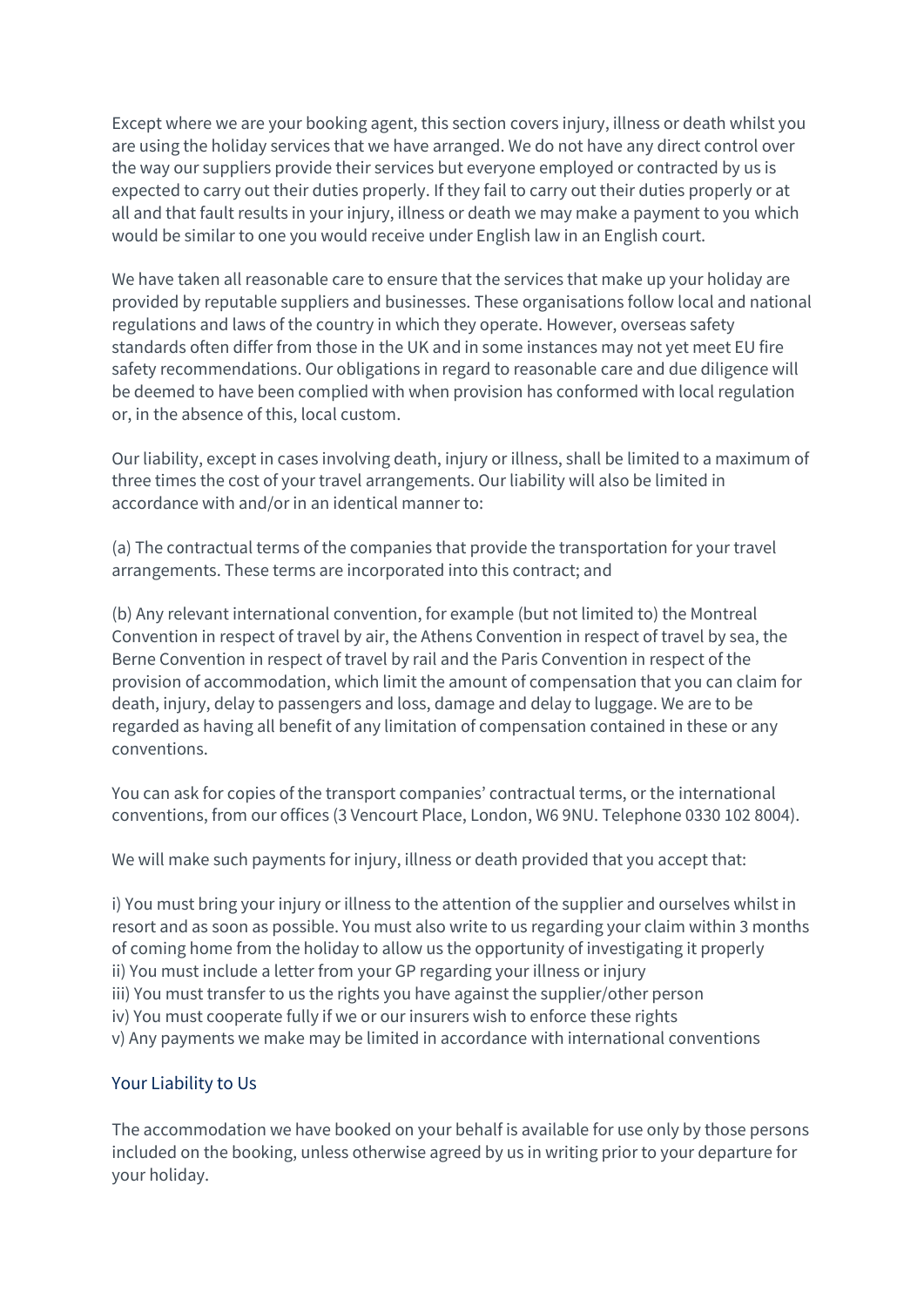Except where we are your booking agent, this section covers injury, illness or death whilst you are using the holiday services that we have arranged. We do not have any direct control over the way our suppliers provide their services but everyone employed or contracted by us is expected to carry out their duties properly. If they fail to carry out their duties properly or at all and that fault results in your injury, illness or death we may make a payment to you which would be similar to one you would receive under English law in an English court.

We have taken all reasonable care to ensure that the services that make up your holiday are provided by reputable suppliers and businesses. These organisations follow local and national regulations and laws of the country in which they operate. However, overseas safety standards often differ from those in the UK and in some instances may not yet meet EU fire safety recommendations. Our obligations in regard to reasonable care and due diligence will be deemed to have been complied with when provision has conformed with local regulation or, in the absence of this, local custom.

Our liability, except in cases involving death, injury or illness, shall be limited to a maximum of three times the cost of your travel arrangements. Our liability will also be limited in accordance with and/or in an identical manner to:

(a) The contractual terms of the companies that provide the transportation for your travel arrangements. These terms are incorporated into this contract; and

(b) Any relevant international convention, for example (but not limited to) the Montreal Convention in respect of travel by air, the Athens Convention in respect of travel by sea, the Berne Convention in respect of travel by rail and the Paris Convention in respect of the provision of accommodation, which limit the amount of compensation that you can claim for death, injury, delay to passengers and loss, damage and delay to luggage. We are to be regarded as having all benefit of any limitation of compensation contained in these or any conventions.

You can ask for copies of the transport companies' contractual terms, or the international conventions, from our offices (3 Vencourt Place, London, W6 9NU. Telephone 0330 102 8004).

We will make such payments for injury, illness or death provided that you accept that:

i) You must bring your injury or illness to the attention of the supplier and ourselves whilst in resort and as soon as possible. You must also write to us regarding your claim within 3 months of coming home from the holiday to allow us the opportunity of investigating it properly
ii) You must include a letter from your GP regarding your illness or injury
iii) You must transfer to us the rights you have against the supplier/other person
iv) You must cooperate fully if we or our insurers wish to enforce these rights
v) Any payments we make may be limited in accordance with international conventions

## Your Liability to Us

The accommodation we have booked on your behalf is available for use only by those persons included on the booking, unless otherwise agreed by us in writing prior to your departure for your holiday.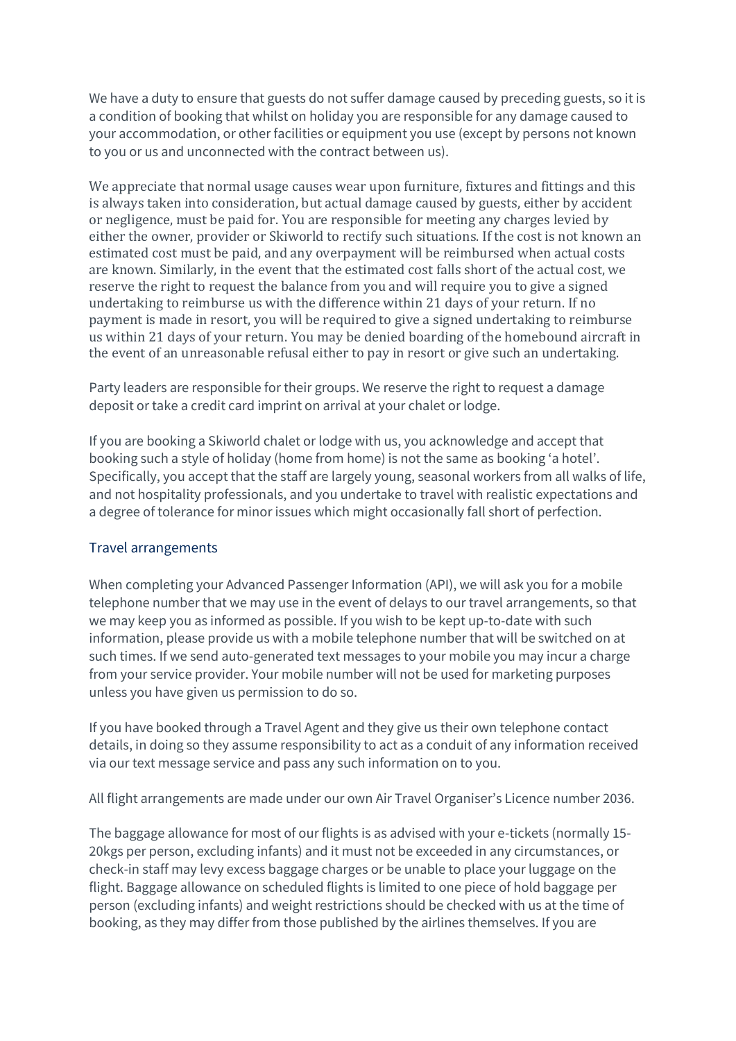We have a duty to ensure that guests do not suffer damage caused by preceding guests, so it is a condition of booking that whilst on holiday you are responsible for any damage caused to your accommodation, or other facilities or equipment you use (except by persons not known to you or us and unconnected with the contract between us).

We appreciate that normal usage causes wear upon furniture, fixtures and fittings and this is always taken into consideration, but actual damage caused by guests, either by accident or negligence, must be paid for. You are responsible for meeting any charges levied by either the owner, provider or Skiworld to rectify such situations. If the cost is not known an estimated cost must be paid, and any overpayment will be reimbursed when actual costs are known. Similarly, in the event that the estimated cost falls short of the actual cost, we reserve the right to request the balance from you and will require you to give a signed undertaking to reimburse us with the difference within 21 days of your return. If no payment is made in resort, you will be required to give a signed undertaking to reimburse us within 21 days of your return. You may be denied boarding of the homebound aircraft in the event of an unreasonable refusal either to pay in resort or give such an undertaking.

Party leaders are responsible for their groups. We reserve the right to request a damage deposit or take a credit card imprint on arrival at your chalet or lodge.

If you are booking a Skiworld chalet or lodge with us, you acknowledge and accept that booking such a style of holiday (home from home) is not the same as booking 'a hotel'. Specifically, you accept that the staff are largely young, seasonal workers from all walks of life, and not hospitality professionals, and you undertake to travel with realistic expectations and a degree of tolerance for minor issues which might occasionally fall short of perfection.

## Travel arrangements

When completing your Advanced Passenger Information (API), we will ask you for a mobile telephone number that we may use in the event of delays to our travel arrangements, so that we may keep you as informed as possible. If you wish to be kept up-to-date with such information, please provide us with a mobile telephone number that will be switched on at such times. If we send auto-generated text messages to your mobile you may incur a charge from your service provider. Your mobile number will not be used for marketing purposes unless you have given us permission to do so.

If you have booked through a Travel Agent and they give us their own telephone contact details, in doing so they assume responsibility to act as a conduit of any information received via our text message service and pass any such information on to you.

All flight arrangements are made under our own Air Travel Organiser's Licence number 2036.

The baggage allowance for most of our flights is as advised with your e-tickets (normally 15-20kgs per person, excluding infants) and it must not be exceeded in any circumstances, or check-in staff may levy excess baggage charges or be unable to place your luggage on the flight. Baggage allowance on scheduled flights is limited to one piece of hold baggage per person (excluding infants) and weight restrictions should be checked with us at the time of booking, as they may differ from those published by the airlines themselves. If you are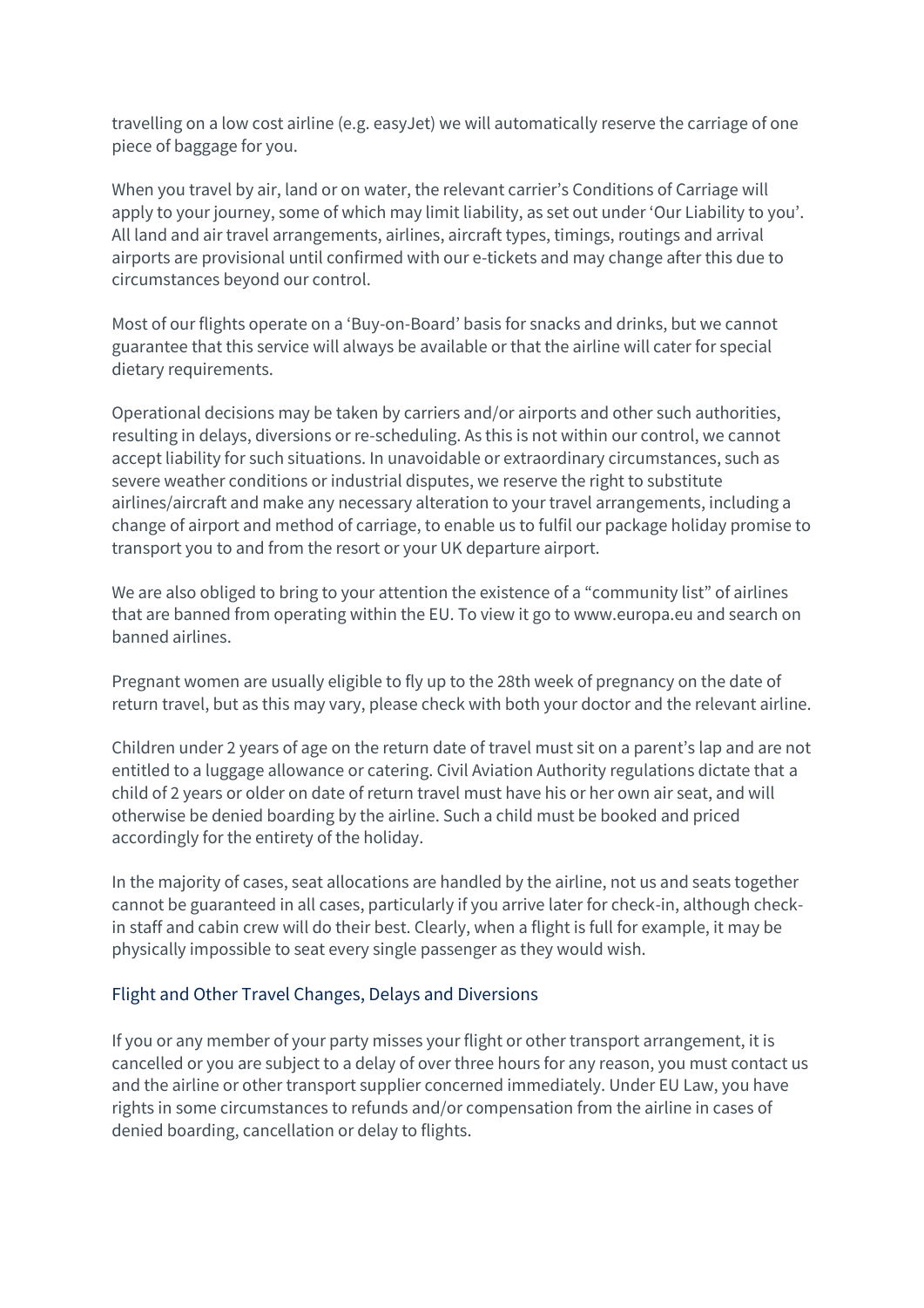travelling on a low cost airline (e.g. easyJet) we will automatically reserve the carriage of one piece of baggage for you.

When you travel by air, land or on water, the relevant carrier's Conditions of Carriage will apply to your journey, some of which may limit liability, as set out under 'Our Liability to you'. All land and air travel arrangements, airlines, aircraft types, timings, routings and arrival airports are provisional until confirmed with our e-tickets and may change after this due to circumstances beyond our control.

Most of our flights operate on a 'Buy-on-Board' basis for snacks and drinks, but we cannot guarantee that this service will always be available or that the airline will cater for special dietary requirements.

Operational decisions may be taken by carriers and/or airports and other such authorities, resulting in delays, diversions or re-scheduling. As this is not within our control, we cannot accept liability for such situations. In unavoidable or extraordinary circumstances, such as severe weather conditions or industrial disputes, we reserve the right to substitute airlines/aircraft and make any necessary alteration to your travel arrangements, including a change of airport and method of carriage, to enable us to fulfil our package holiday promise to transport you to and from the resort or your UK departure airport.

We are also obliged to bring to your attention the existence of a "community list" of airlines that are banned from operating within the EU. To view it go to www.europa.eu and search on banned airlines.

Pregnant women are usually eligible to fly up to the 28th week of pregnancy on the date of return travel, but as this may vary, please check with both your doctor and the relevant airline.

Children under 2 years of age on the return date of travel must sit on a parent's lap and are not entitled to a luggage allowance or catering. Civil Aviation Authority regulations dictate that a child of 2 years or older on date of return travel must have his or her own air seat, and will otherwise be denied boarding by the airline. Such a child must be booked and priced accordingly for the entirety of the holiday.

In the majority of cases, seat allocations are handled by the airline, not us and seats together cannot be guaranteed in all cases, particularly if you arrive later for check-in, although check-in staff and cabin crew will do their best. Clearly, when a flight is full for example, it may be physically impossible to seat every single passenger as they would wish.

## Flight and Other Travel Changes, Delays and Diversions

If you or any member of your party misses your flight or other transport arrangement, it is cancelled or you are subject to a delay of over three hours for any reason, you must contact us and the airline or other transport supplier concerned immediately. Under EU Law, you have rights in some circumstances to refunds and/or compensation from the airline in cases of denied boarding, cancellation or delay to flights.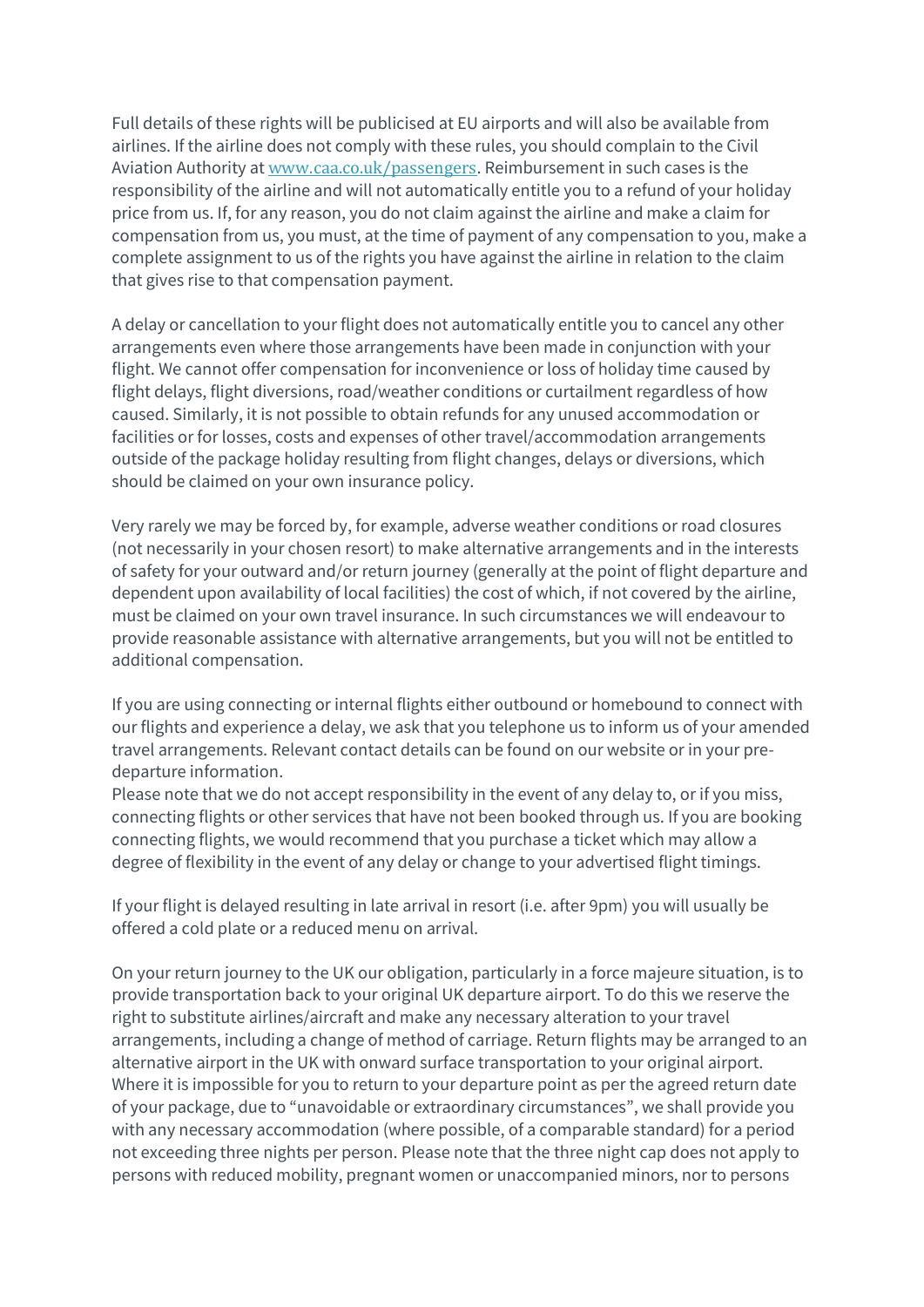Full details of these rights will be publicised at EU airports and will also be available from airlines. If the airline does not comply with these rules, you should complain to the Civil Aviation Authority at [www.caa.co.uk/passengers](http://www.caa.co.uk/passengers). Reimbursement in such cases is the responsibility of the airline and will not automatically entitle you to a refund of your holiday price from us. If, for any reason, you do not claim against the airline and make a claim for compensation from us, you must, at the time of payment of any compensation to you, make a complete assignment to us of the rights you have against the airline in relation to the claim that gives rise to that compensation payment.

A delay or cancellation to your flight does not automatically entitle you to cancel any other arrangements even where those arrangements have been made in conjunction with your flight. We cannot offer compensation for inconvenience or loss of holiday time caused by flight delays, flight diversions, road/weather conditions or curtailment regardless of how caused. Similarly, it is not possible to obtain refunds for any unused accommodation or facilities or for losses, costs and expenses of other travel/accommodation arrangements outside of the package holiday resulting from flight changes, delays or diversions, which should be claimed on your own insurance policy.

Very rarely we may be forced by, for example, adverse weather conditions or road closures (not necessarily in your chosen resort) to make alternative arrangements and in the interests of safety for your outward and/or return journey (generally at the point of flight departure and dependent upon availability of local facilities) the cost of which, if not covered by the airline, must be claimed on your own travel insurance. In such circumstances we will endeavour to provide reasonable assistance with alternative arrangements, but you will not be entitled to additional compensation.

If you are using connecting or internal flights either outbound or homebound to connect with our flights and experience a delay, we ask that you telephone us to inform us of your amended travel arrangements. Relevant contact details can be found on our website or in your pre-departure information.
Please note that we do not accept responsibility in the event of any delay to, or if you miss, connecting flights or other services that have not been booked through us. If you are booking connecting flights, we would recommend that you purchase a ticket which may allow a degree of flexibility in the event of any delay or change to your advertised flight timings.

If your flight is delayed resulting in late arrival in resort (i.e. after 9pm) you will usually be offered a cold plate or a reduced menu on arrival.

On your return journey to the UK our obligation, particularly in a force majeure situation, is to provide transportation back to your original UK departure airport. To do this we reserve the right to substitute airlines/aircraft and make any necessary alteration to your travel arrangements, including a change of method of carriage. Return flights may be arranged to an alternative airport in the UK with onward surface transportation to your original airport. Where it is impossible for you to return to your departure point as per the agreed return date of your package, due to "unavoidable or extraordinary circumstances", we shall provide you with any necessary accommodation (where possible, of a comparable standard) for a period not exceeding three nights per person. Please note that the three night cap does not apply to persons with reduced mobility, pregnant women or unaccompanied minors, nor to persons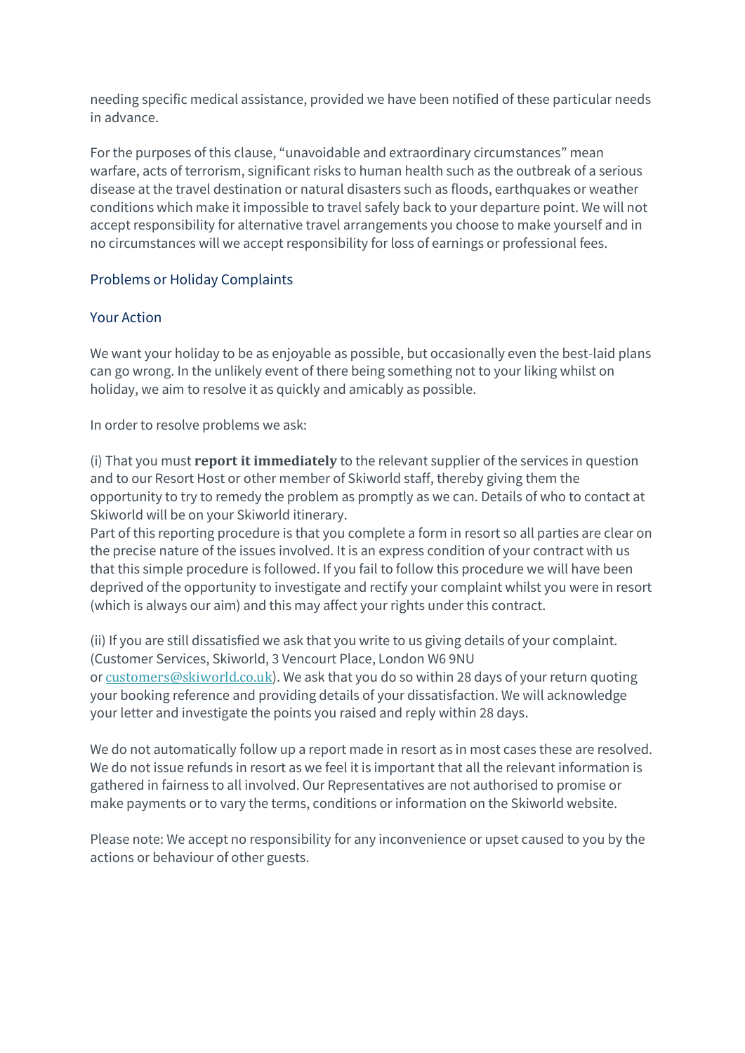needing specific medical assistance, provided we have been notified of these particular needs in advance.

For the purposes of this clause, "unavoidable and extraordinary circumstances" mean warfare, acts of terrorism, significant risks to human health such as the outbreak of a serious disease at the travel destination or natural disasters such as floods, earthquakes or weather conditions which make it impossible to travel safely back to your departure point. We will not accept responsibility for alternative travel arrangements you choose to make yourself and in no circumstances will we accept responsibility for loss of earnings or professional fees.

## Problems or Holiday Complaints

### Your Action

We want your holiday to be as enjoyable as possible, but occasionally even the best-laid plans can go wrong. In the unlikely event of there being something not to your liking whilst on holiday, we aim to resolve it as quickly and amicably as possible.

In order to resolve problems we ask:

(i) That you must **report it immediately** to the relevant supplier of the services in question and to our Resort Host or other member of Skiworld staff, thereby giving them the opportunity to try to remedy the problem as promptly as we can. Details of who to contact at Skiworld will be on your Skiworld itinerary.
Part of this reporting procedure is that you complete a form in resort so all parties are clear on the precise nature of the issues involved. It is an express condition of your contract with us that this simple procedure is followed. If you fail to follow this procedure we will have been deprived of the opportunity to investigate and rectify your complaint whilst you were in resort (which is always our aim) and this may affect your rights under this contract.

(ii) If you are still dissatisfied we ask that you write to us giving details of your complaint. (Customer Services, Skiworld, 3 Vencourt Place, London W6 9NU or [customers@skiworld.co.uk](mailto:customers@skiworld.co.uk)). We ask that you do so within 28 days of your return quoting your booking reference and providing details of your dissatisfaction. We will acknowledge your letter and investigate the points you raised and reply within 28 days.

We do not automatically follow up a report made in resort as in most cases these are resolved. We do not issue refunds in resort as we feel it is important that all the relevant information is gathered in fairness to all involved. Our Representatives are not authorised to promise or make payments or to vary the terms, conditions or information on the Skiworld website.

Please note: We accept no responsibility for any inconvenience or upset caused to you by the actions or behaviour of other guests.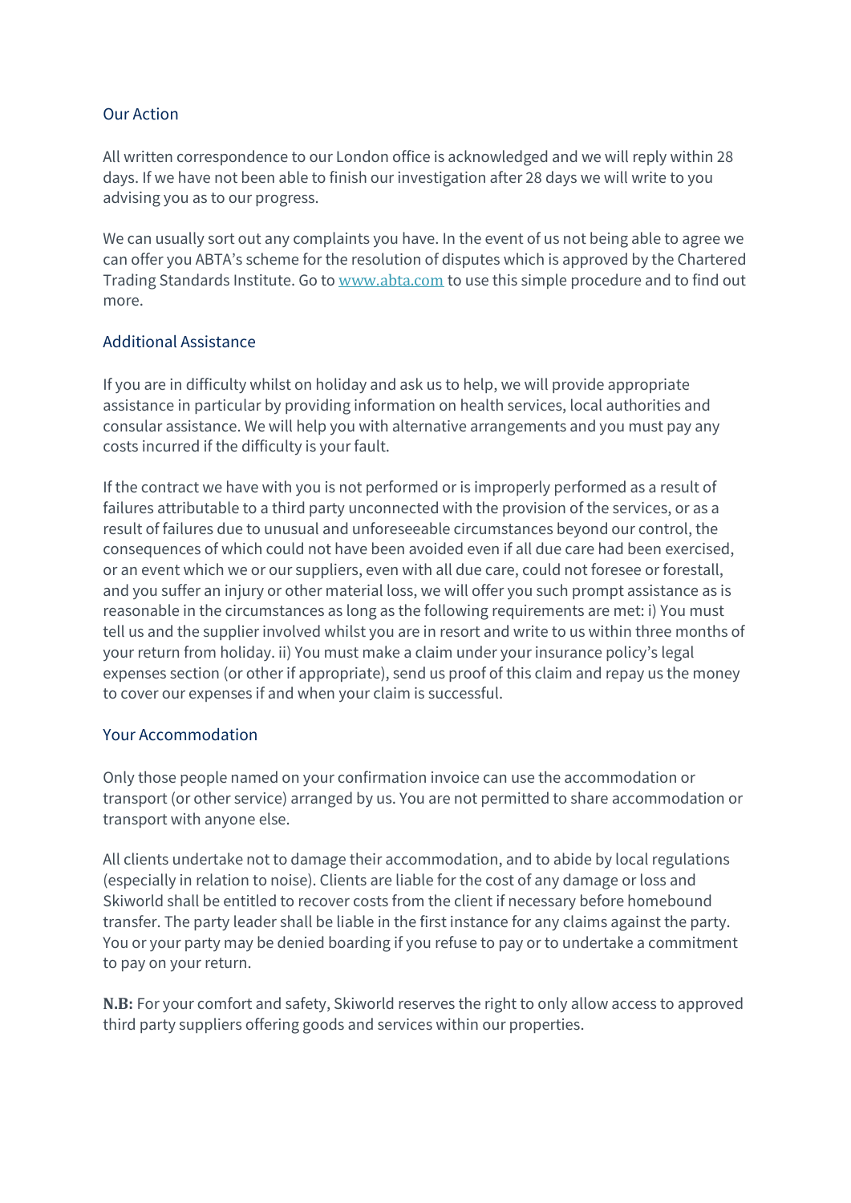## Our Action

All written correspondence to our London office is acknowledged and we will reply within 28 days. If we have not been able to finish our investigation after 28 days we will write to you advising you as to our progress.

We can usually sort out any complaints you have. In the event of us not being able to agree we can offer you ABTA's scheme for the resolution of disputes which is approved by the Chartered Trading Standards Institute. Go to [www.abta.com](http://www.abta.com) to use this simple procedure and to find out more.

## Additional Assistance

If you are in difficulty whilst on holiday and ask us to help, we will provide appropriate assistance in particular by providing information on health services, local authorities and consular assistance. We will help you with alternative arrangements and you must pay any costs incurred if the difficulty is your fault.

If the contract we have with you is not performed or is improperly performed as a result of failures attributable to a third party unconnected with the provision of the services, or as a result of failures due to unusual and unforeseeable circumstances beyond our control, the consequences of which could not have been avoided even if all due care had been exercised, or an event which we or our suppliers, even with all due care, could not foresee or forestall, and you suffer an injury or other material loss, we will offer you such prompt assistance as is reasonable in the circumstances as long as the following requirements are met: i) You must tell us and the supplier involved whilst you are in resort and write to us within three months of your return from holiday. ii) You must make a claim under your insurance policy's legal expenses section (or other if appropriate), send us proof of this claim and repay us the money to cover our expenses if and when your claim is successful.

## Your Accommodation

Only those people named on your confirmation invoice can use the accommodation or transport (or other service) arranged by us. You are not permitted to share accommodation or transport with anyone else.

All clients undertake not to damage their accommodation, and to abide by local regulations (especially in relation to noise). Clients are liable for the cost of any damage or loss and Skiworld shall be entitled to recover costs from the client if necessary before homebound transfer. The party leader shall be liable in the first instance for any claims against the party. You or your party may be denied boarding if you refuse to pay or to undertake a commitment to pay on your return.

**N.B:** For your comfort and safety, Skiworld reserves the right to only allow access to approved third party suppliers offering goods and services within our properties.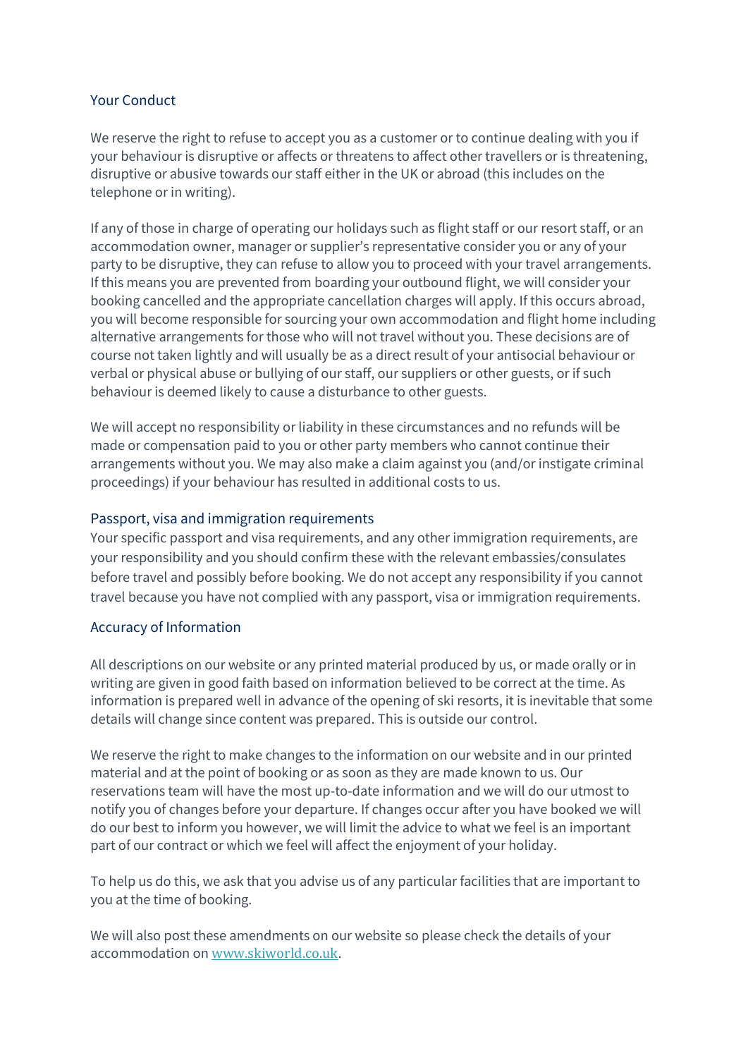## Your Conduct

We reserve the right to refuse to accept you as a customer or to continue dealing with you if your behaviour is disruptive or affects or threatens to affect other travellers or is threatening, disruptive or abusive towards our staff either in the UK or abroad (this includes on the telephone or in writing).

If any of those in charge of operating our holidays such as flight staff or our resort staff, or an accommodation owner, manager or supplier's representative consider you or any of your party to be disruptive, they can refuse to allow you to proceed with your travel arrangements. If this means you are prevented from boarding your outbound flight, we will consider your booking cancelled and the appropriate cancellation charges will apply. If this occurs abroad, you will become responsible for sourcing your own accommodation and flight home including alternative arrangements for those who will not travel without you. These decisions are of course not taken lightly and will usually be as a direct result of your antisocial behaviour or verbal or physical abuse or bullying of our staff, our suppliers or other guests, or if such behaviour is deemed likely to cause a disturbance to other guests.

We will accept no responsibility or liability in these circumstances and no refunds will be made or compensation paid to you or other party members who cannot continue their arrangements without you. We may also make a claim against you (and/or instigate criminal proceedings) if your behaviour has resulted in additional costs to us.

## Passport, visa and immigration requirements

Your specific passport and visa requirements, and any other immigration requirements, are your responsibility and you should confirm these with the relevant embassies/consulates before travel and possibly before booking. We do not accept any responsibility if you cannot travel because you have not complied with any passport, visa or immigration requirements.

## Accuracy of Information

All descriptions on our website or any printed material produced by us, or made orally or in writing are given in good faith based on information believed to be correct at the time. As information is prepared well in advance of the opening of ski resorts, it is inevitable that some details will change since content was prepared. This is outside our control.

We reserve the right to make changes to the information on our website and in our printed material and at the point of booking or as soon as they are made known to us. Our reservations team will have the most up-to-date information and we will do our utmost to notify you of changes before your departure. If changes occur after you have booked we will do our best to inform you however, we will limit the advice to what we feel is an important part of our contract or which we feel will affect the enjoyment of your holiday.

To help us do this, we ask that you advise us of any particular facilities that are important to you at the time of booking.

We will also post these amendments on our website so please check the details of your accommodation on [www.skiworld.co.uk](http://www.skiworld.co.uk).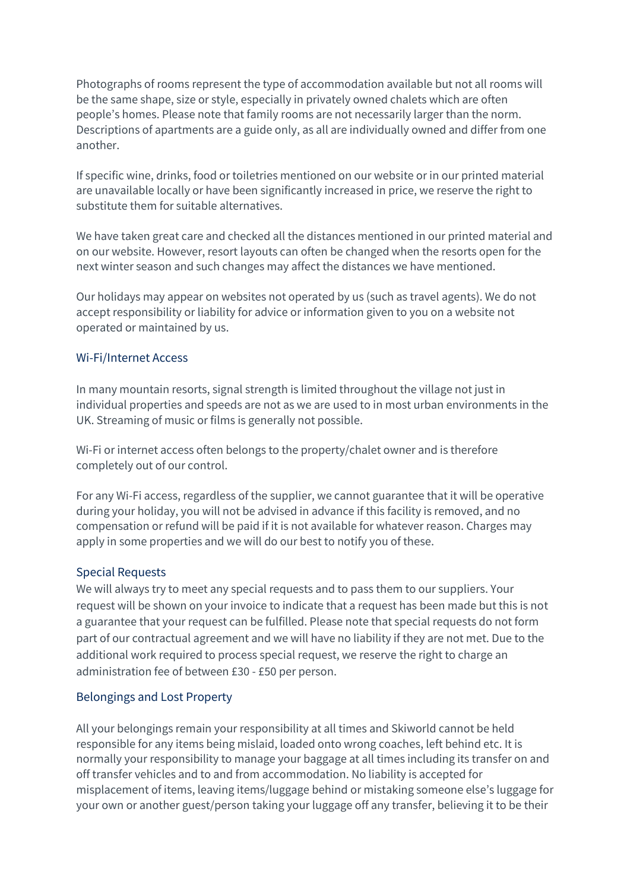Photographs of rooms represent the type of accommodation available but not all rooms will be the same shape, size or style, especially in privately owned chalets which are often people's homes. Please note that family rooms are not necessarily larger than the norm. Descriptions of apartments are a guide only, as all are individually owned and differ from one another.

If specific wine, drinks, food or toiletries mentioned on our website or in our printed material are unavailable locally or have been significantly increased in price, we reserve the right to substitute them for suitable alternatives.

We have taken great care and checked all the distances mentioned in our printed material and on our website. However, resort layouts can often be changed when the resorts open for the next winter season and such changes may affect the distances we have mentioned.

Our holidays may appear on websites not operated by us (such as travel agents). We do not accept responsibility or liability for advice or information given to you on a website not operated or maintained by us.

### Wi-Fi/Internet Access

In many mountain resorts, signal strength is limited throughout the village not just in individual properties and speeds are not as we are used to in most urban environments in the UK. Streaming of music or films is generally not possible.

Wi-Fi or internet access often belongs to the property/chalet owner and is therefore completely out of our control.

For any Wi-Fi access, regardless of the supplier, we cannot guarantee that it will be operative during your holiday, you will not be advised in advance if this facility is removed, and no compensation or refund will be paid if it is not available for whatever reason. Charges may apply in some properties and we will do our best to notify you of these.

### Special Requests

We will always try to meet any special requests and to pass them to our suppliers. Your request will be shown on your invoice to indicate that a request has been made but this is not a guarantee that your request can be fulfilled. Please note that special requests do not form part of our contractual agreement and we will have no liability if they are not met. Due to the additional work required to process special request, we reserve the right to charge an administration fee of between £30 - £50 per person.

### Belongings and Lost Property

All your belongings remain your responsibility at all times and Skiworld cannot be held responsible for any items being mislaid, loaded onto wrong coaches, left behind etc. It is normally your responsibility to manage your baggage at all times including its transfer on and off transfer vehicles and to and from accommodation. No liability is accepted for misplacement of items, leaving items/luggage behind or mistaking someone else's luggage for your own or another guest/person taking your luggage off any transfer, believing it to be their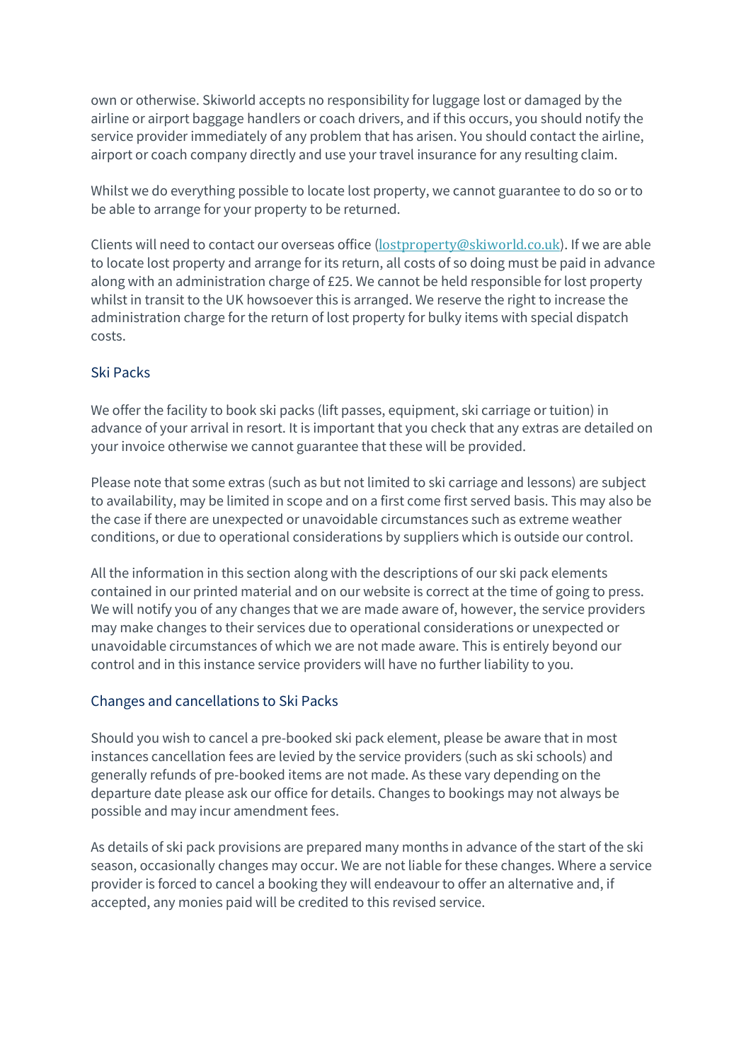own or otherwise. Skiworld accepts no responsibility for luggage lost or damaged by the airline or airport baggage handlers or coach drivers, and if this occurs, you should notify the service provider immediately of any problem that has arisen. You should contact the airline, airport or coach company directly and use your travel insurance for any resulting claim.

Whilst we do everything possible to locate lost property, we cannot guarantee to do so or to be able to arrange for your property to be returned.

Clients will need to contact our overseas office (lostproperty@skiworld.co.uk). If we are able to locate lost property and arrange for its return, all costs of so doing must be paid in advance along with an administration charge of £25. We cannot be held responsible for lost property whilst in transit to the UK howsoever this is arranged. We reserve the right to increase the administration charge for the return of lost property for bulky items with special dispatch costs.

## Ski Packs

We offer the facility to book ski packs (lift passes, equipment, ski carriage or tuition) in advance of your arrival in resort. It is important that you check that any extras are detailed on your invoice otherwise we cannot guarantee that these will be provided.

Please note that some extras (such as but not limited to ski carriage and lessons) are subject to availability, may be limited in scope and on a first come first served basis. This may also be the case if there are unexpected or unavoidable circumstances such as extreme weather conditions, or due to operational considerations by suppliers which is outside our control.

All the information in this section along with the descriptions of our ski pack elements contained in our printed material and on our website is correct at the time of going to press. We will notify you of any changes that we are made aware of, however, the service providers may make changes to their services due to operational considerations or unexpected or unavoidable circumstances of which we are not made aware. This is entirely beyond our control and in this instance service providers will have no further liability to you.

## Changes and cancellations to Ski Packs

Should you wish to cancel a pre-booked ski pack element, please be aware that in most instances cancellation fees are levied by the service providers (such as ski schools) and generally refunds of pre-booked items are not made. As these vary depending on the departure date please ask our office for details. Changes to bookings may not always be possible and may incur amendment fees.

As details of ski pack provisions are prepared many months in advance of the start of the ski season, occasionally changes may occur. We are not liable for these changes. Where a service provider is forced to cancel a booking they will endeavour to offer an alternative and, if accepted, any monies paid will be credited to this revised service.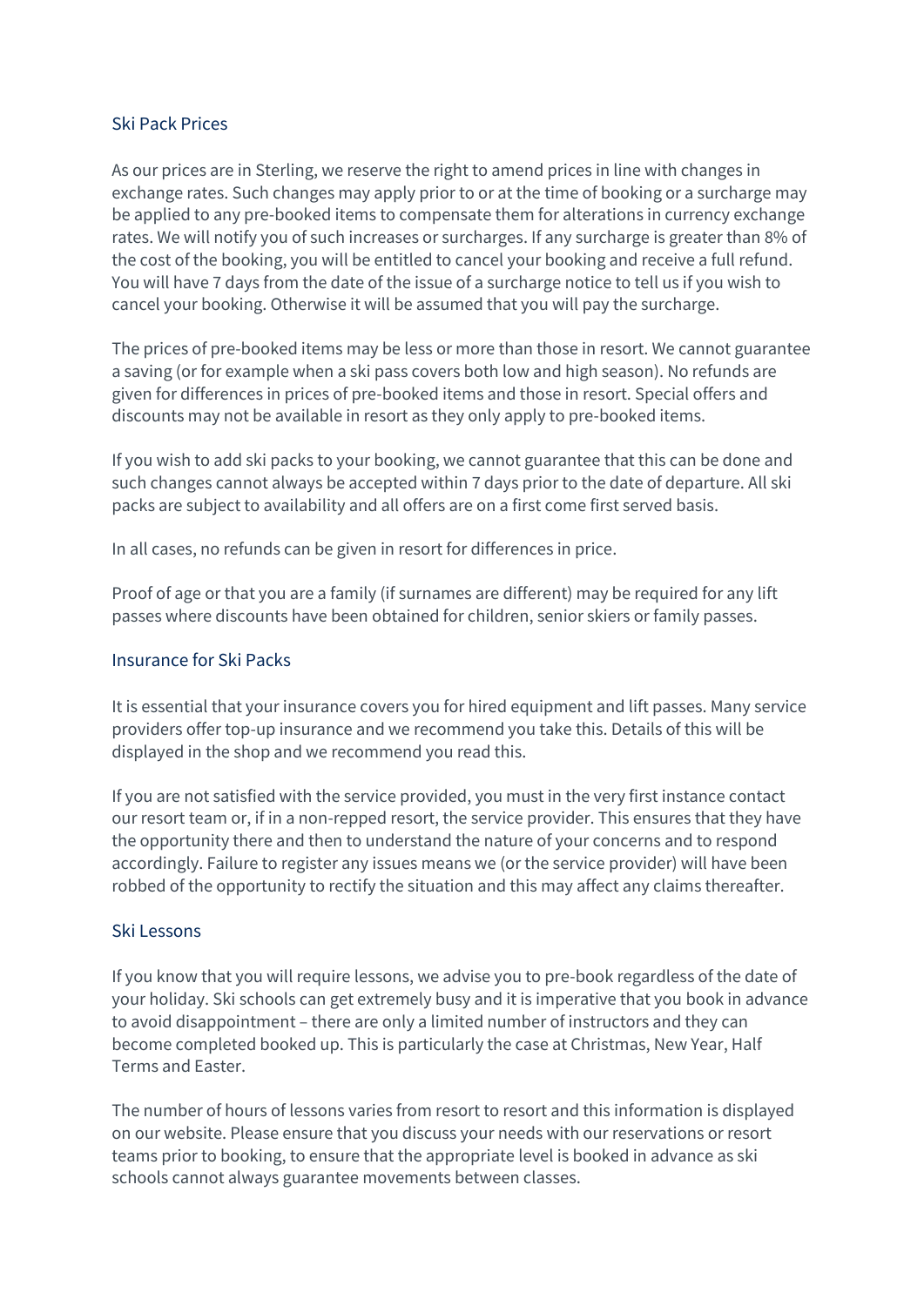## Ski Pack Prices

As our prices are in Sterling, we reserve the right to amend prices in line with changes in exchange rates. Such changes may apply prior to or at the time of booking or a surcharge may be applied to any pre-booked items to compensate them for alterations in currency exchange rates. We will notify you of such increases or surcharges. If any surcharge is greater than 8% of the cost of the booking, you will be entitled to cancel your booking and receive a full refund. You will have 7 days from the date of the issue of a surcharge notice to tell us if you wish to cancel your booking. Otherwise it will be assumed that you will pay the surcharge.

The prices of pre-booked items may be less or more than those in resort. We cannot guarantee a saving (or for example when a ski pass covers both low and high season). No refunds are given for differences in prices of pre-booked items and those in resort. Special offers and discounts may not be available in resort as they only apply to pre-booked items.

If you wish to add ski packs to your booking, we cannot guarantee that this can be done and such changes cannot always be accepted within 7 days prior to the date of departure. All ski packs are subject to availability and all offers are on a first come first served basis.

In all cases, no refunds can be given in resort for differences in price.

Proof of age or that you are a family (if surnames are different) may be required for any lift passes where discounts have been obtained for children, senior skiers or family passes.

## Insurance for Ski Packs

It is essential that your insurance covers you for hired equipment and lift passes. Many service providers offer top-up insurance and we recommend you take this. Details of this will be displayed in the shop and we recommend you read this.

If you are not satisfied with the service provided, you must in the very first instance contact our resort team or, if in a non-repped resort, the service provider. This ensures that they have the opportunity there and then to understand the nature of your concerns and to respond accordingly. Failure to register any issues means we (or the service provider) will have been robbed of the opportunity to rectify the situation and this may affect any claims thereafter.

## Ski Lessons

If you know that you will require lessons, we advise you to pre-book regardless of the date of your holiday. Ski schools can get extremely busy and it is imperative that you book in advance to avoid disappointment – there are only a limited number of instructors and they can become completed booked up. This is particularly the case at Christmas, New Year, Half Terms and Easter.

The number of hours of lessons varies from resort to resort and this information is displayed on our website. Please ensure that you discuss your needs with our reservations or resort teams prior to booking, to ensure that the appropriate level is booked in advance as ski schools cannot always guarantee movements between classes.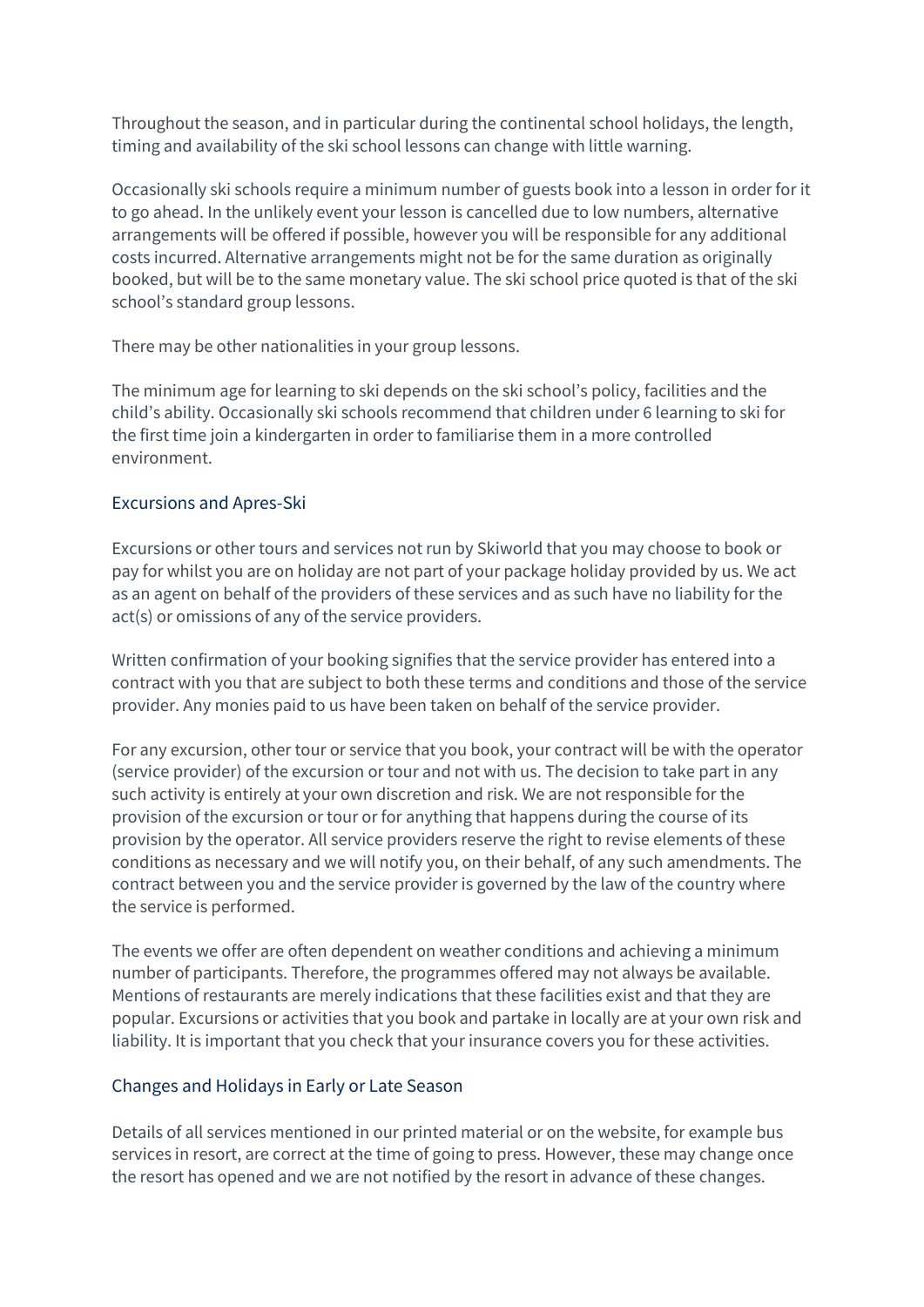Throughout the season, and in particular during the continental school holidays, the length, timing and availability of the ski school lessons can change with little warning.

Occasionally ski schools require a minimum number of guests book into a lesson in order for it to go ahead. In the unlikely event your lesson is cancelled due to low numbers, alternative arrangements will be offered if possible, however you will be responsible for any additional costs incurred. Alternative arrangements might not be for the same duration as originally booked, but will be to the same monetary value. The ski school price quoted is that of the ski school's standard group lessons.

There may be other nationalities in your group lessons.

The minimum age for learning to ski depends on the ski school's policy, facilities and the child's ability. Occasionally ski schools recommend that children under 6 learning to ski for the first time join a kindergarten in order to familiarise them in a more controlled environment.

## Excursions and Apres-Ski

Excursions or other tours and services not run by Skiworld that you may choose to book or pay for whilst you are on holiday are not part of your package holiday provided by us. We act as an agent on behalf of the providers of these services and as such have no liability for the act(s) or omissions of any of the service providers.

Written confirmation of your booking signifies that the service provider has entered into a contract with you that are subject to both these terms and conditions and those of the service provider. Any monies paid to us have been taken on behalf of the service provider.

For any excursion, other tour or service that you book, your contract will be with the operator (service provider) of the excursion or tour and not with us. The decision to take part in any such activity is entirely at your own discretion and risk. We are not responsible for the provision of the excursion or tour or for anything that happens during the course of its provision by the operator. All service providers reserve the right to revise elements of these conditions as necessary and we will notify you, on their behalf, of any such amendments. The contract between you and the service provider is governed by the law of the country where the service is performed.

The events we offer are often dependent on weather conditions and achieving a minimum number of participants. Therefore, the programmes offered may not always be available. Mentions of restaurants are merely indications that these facilities exist and that they are popular. Excursions or activities that you book and partake in locally are at your own risk and liability. It is important that you check that your insurance covers you for these activities.

## Changes and Holidays in Early or Late Season

Details of all services mentioned in our printed material or on the website, for example bus services in resort, are correct at the time of going to press. However, these may change once the resort has opened and we are not notified by the resort in advance of these changes.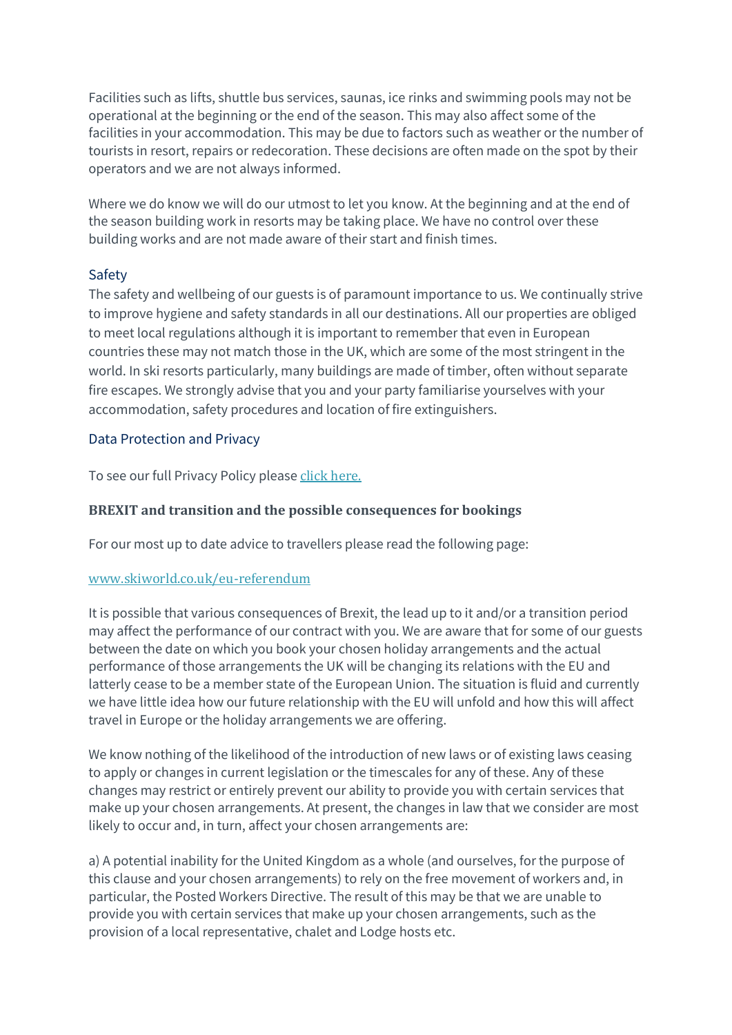Facilities such as lifts, shuttle bus services, saunas, ice rinks and swimming pools may not be operational at the beginning or the end of the season. This may also affect some of the facilities in your accommodation. This may be due to factors such as weather or the number of tourists in resort, repairs or redecoration. These decisions are often made on the spot by their operators and we are not always informed.

Where we do know we will do our utmost to let you know. At the beginning and at the end of the season building work in resorts may be taking place. We have no control over these building works and are not made aware of their start and finish times.

### Safety

The safety and wellbeing of our guests is of paramount importance to us. We continually strive to improve hygiene and safety standards in all our destinations. All our properties are obliged to meet local regulations although it is important to remember that even in European countries these may not match those in the UK, which are some of the most stringent in the world. In ski resorts particularly, many buildings are made of timber, often without separate fire escapes. We strongly advise that you and your party familiarise yourselves with your accommodation, safety procedures and location of fire extinguishers.

### Data Protection and Privacy

To see our full Privacy Policy please click here.

### BREXIT and transition and the possible consequences for bookings

For our most up to date advice to travellers please read the following page:

www.skiworld.co.uk/eu-referendum

It is possible that various consequences of Brexit, the lead up to it and/or a transition period may affect the performance of our contract with you. We are aware that for some of our guests between the date on which you book your chosen holiday arrangements and the actual performance of those arrangements the UK will be changing its relations with the EU and latterly cease to be a member state of the European Union. The situation is fluid and currently we have little idea how our future relationship with the EU will unfold and how this will affect travel in Europe or the holiday arrangements we are offering.

We know nothing of the likelihood of the introduction of new laws or of existing laws ceasing to apply or changes in current legislation or the timescales for any of these. Any of these changes may restrict or entirely prevent our ability to provide you with certain services that make up your chosen arrangements. At present, the changes in law that we consider are most likely to occur and, in turn, affect your chosen arrangements are:

a) A potential inability for the United Kingdom as a whole (and ourselves, for the purpose of this clause and your chosen arrangements) to rely on the free movement of workers and, in particular, the Posted Workers Directive. The result of this may be that we are unable to provide you with certain services that make up your chosen arrangements, such as the provision of a local representative, chalet and Lodge hosts etc.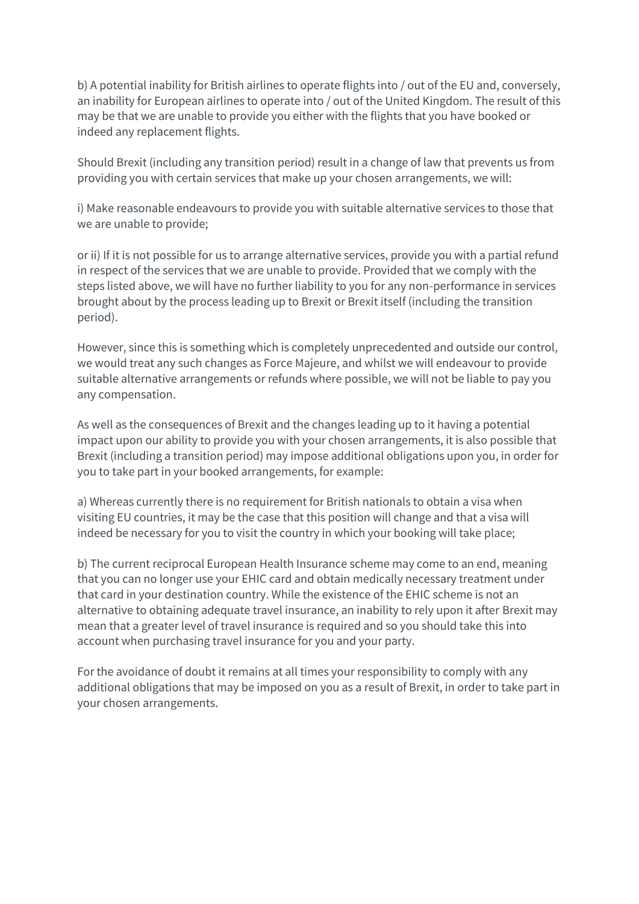b) A potential inability for British airlines to operate flights into / out of the EU and, conversely, an inability for European airlines to operate into / out of the United Kingdom. The result of this may be that we are unable to provide you either with the flights that you have booked or indeed any replacement flights.

Should Brexit (including any transition period) result in a change of law that prevents us from providing you with certain services that make up your chosen arrangements, we will:

i) Make reasonable endeavours to provide you with suitable alternative services to those that we are unable to provide;

or ii) If it is not possible for us to arrange alternative services, provide you with a partial refund in respect of the services that we are unable to provide. Provided that we comply with the steps listed above, we will have no further liability to you for any non-performance in services brought about by the process leading up to Brexit or Brexit itself (including the transition period).

However, since this is something which is completely unprecedented and outside our control, we would treat any such changes as Force Majeure, and whilst we will endeavour to provide suitable alternative arrangements or refunds where possible, we will not be liable to pay you any compensation.

As well as the consequences of Brexit and the changes leading up to it having a potential impact upon our ability to provide you with your chosen arrangements, it is also possible that Brexit (including a transition period) may impose additional obligations upon you, in order for you to take part in your booked arrangements, for example:

a) Whereas currently there is no requirement for British nationals to obtain a visa when visiting EU countries, it may be the case that this position will change and that a visa will indeed be necessary for you to visit the country in which your booking will take place;

b) The current reciprocal European Health Insurance scheme may come to an end, meaning that you can no longer use your EHIC card and obtain medically necessary treatment under that card in your destination country. While the existence of the EHIC scheme is not an alternative to obtaining adequate travel insurance, an inability to rely upon it after Brexit may mean that a greater level of travel insurance is required and so you should take this into account when purchasing travel insurance for you and your party.

For the avoidance of doubt it remains at all times your responsibility to comply with any additional obligations that may be imposed on you as a result of Brexit, in order to take part in your chosen arrangements.